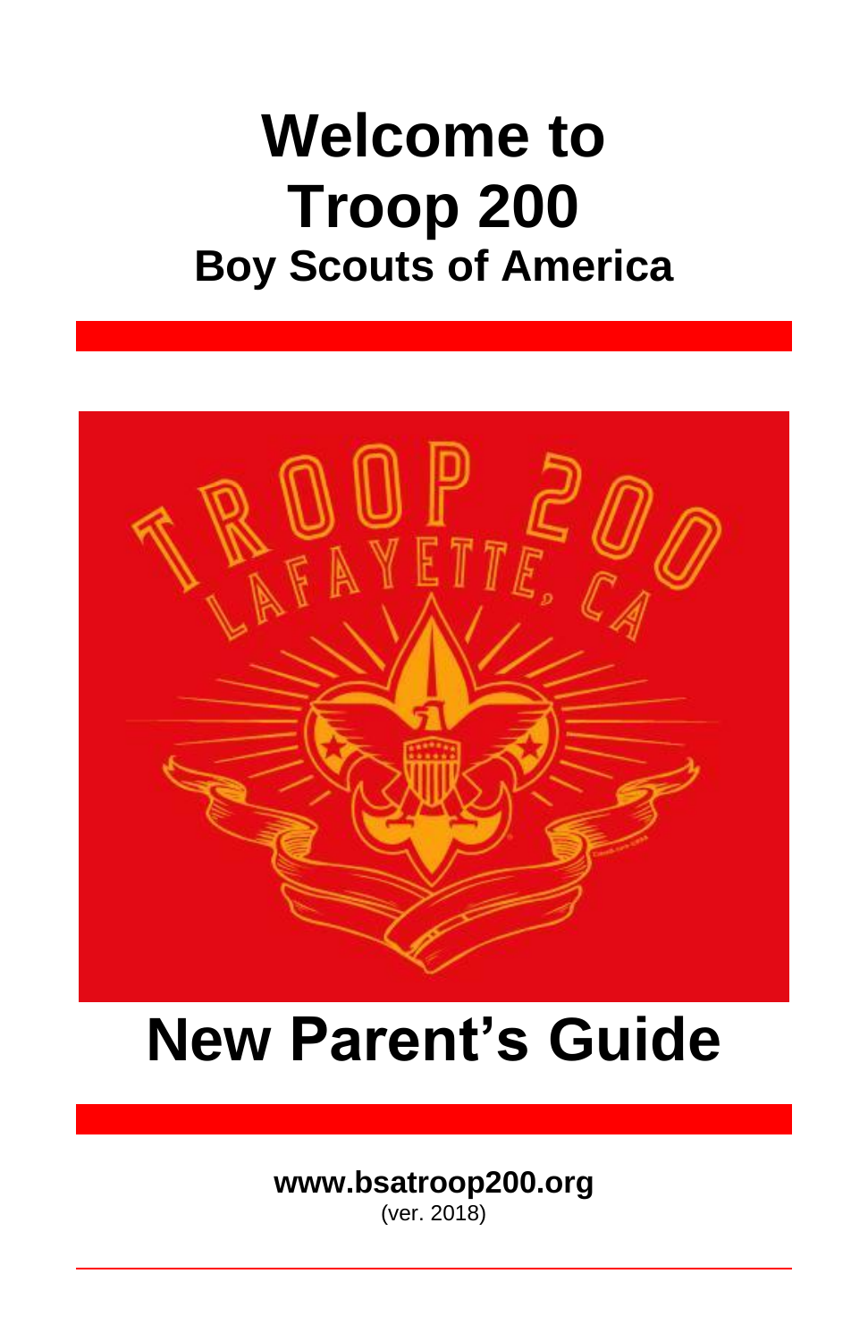# Welcome to Troop 200

## Boy Scouts of America

# New Parent's Guide

**www.bsatroop200.org**

(ver. 2018)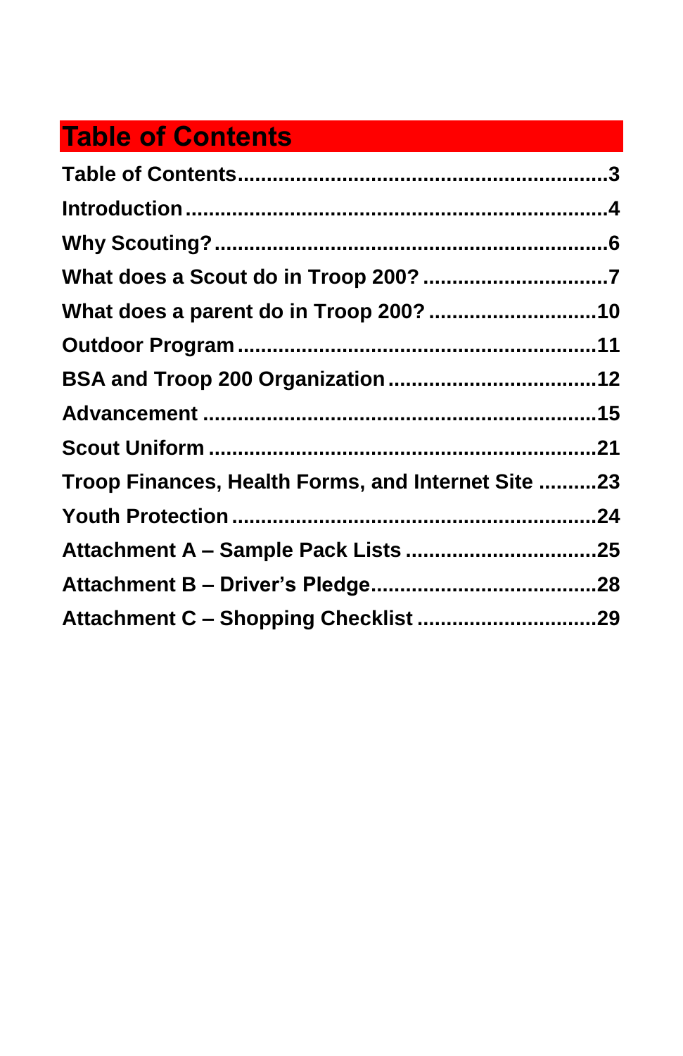# Table of Contents

Table of Contents ..........3

Introduction ..........4

Why Scouting? ..........6

What does a Scout do in Troop 200? ..........7

What does a parent do in Troop 200? ..........10

Outdoor Program ..........11

BSA and Troop 200 Organization ..........12

Advancement ..........15

Scout Uniform ..........21

Troop Finances, Health Forms, and Internet Site ..........23

Youth Protection ..........24

Attachment A – Sample Pack Lists ..........25

Attachment B – Driver's Pledge ..........28

Attachment C – Shopping Checklist ..........29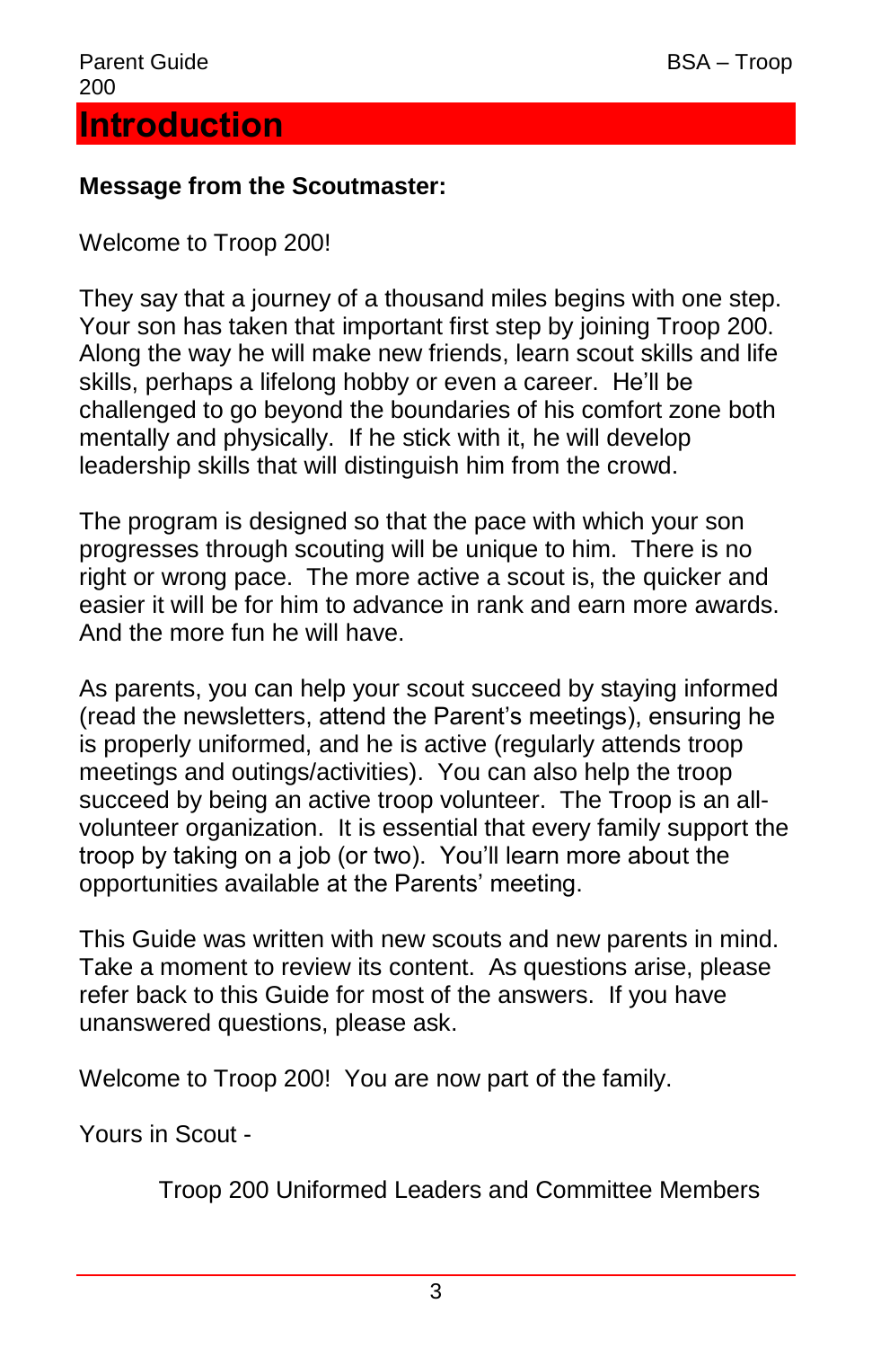# Introduction

**Message from the Scoutmaster:**

Welcome to Troop 200!

They say that a journey of a thousand miles begins with one step. Your son has taken that important first step by joining Troop 200. Along the way he will make new friends, learn scout skills and life skills, perhaps a lifelong hobby or even a career. He'll be challenged to go beyond the boundaries of his comfort zone both mentally and physically. If he stick with it, he will develop leadership skills that will distinguish him from the crowd.

The program is designed so that the pace with which your son progresses through scouting will be unique to him. There is no right or wrong pace. The more active a scout is, the quicker and easier it will be for him to advance in rank and earn more awards. And the more fun he will have.

As parents, you can help your scout succeed by staying informed (read the newsletters, attend the Parent's meetings), ensuring he is properly uniformed, and he is active (regularly attends troop meetings and outings/activities). You can also help the troop succeed by being an active troop volunteer. The Troop is an all-volunteer organization. It is essential that every family support the troop by taking on a job (or two). You'll learn more about the opportunities available at the Parents' meeting.

This Guide was written with new scouts and new parents in mind. Take a moment to review its content. As questions arise, please refer back to this Guide for most of the answers. If you have unanswered questions, please ask.

Welcome to Troop 200! You are now part of the family.

Yours in Scout -

Troop 200 Uniformed Leaders and Committee Members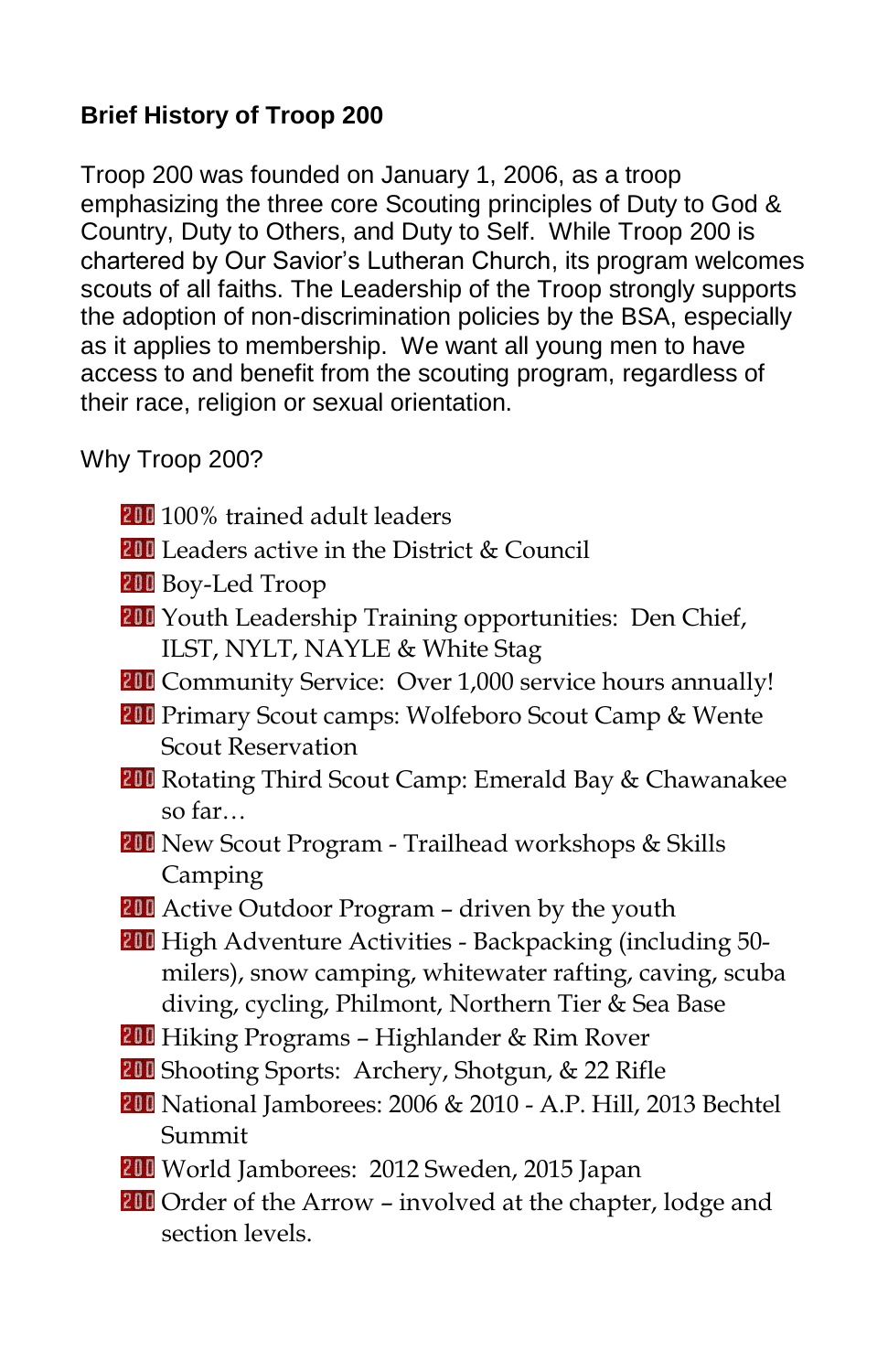**Brief History of Troop 200**

Troop 200 was founded on January 1, 2006, as a troop emphasizing the three core Scouting principles of Duty to God & Country, Duty to Others, and Duty to Self. While Troop 200 is chartered by Our Savior's Lutheran Church, its program welcomes scouts of all faiths. The Leadership of the Troop strongly supports the adoption of non-discrimination policies by the BSA, especially as it applies to membership. We want all young men to have access to and benefit from the scouting program, regardless of their race, religion or sexual orientation.

Why Troop 200?

- 100% trained adult leaders
- Leaders active in the District & Council
- Boy-Led Troop
- Youth Leadership Training opportunities: Den Chief, ILST, NYLT, NAYLE & White Stag
- Community Service: Over 1,000 service hours annually!
- Primary Scout camps: Wolfeboro Scout Camp & Wente Scout Reservation
- Rotating Third Scout Camp: Emerald Bay & Chawanakee so far…
- New Scout Program - Trailhead workshops & Skills Camping
- Active Outdoor Program – driven by the youth
- High Adventure Activities - Backpacking (including 50-milers), snow camping, whitewater rafting, caving, scuba diving, cycling, Philmont, Northern Tier & Sea Base
- Hiking Programs – Highlander & Rim Rover
- Shooting Sports: Archery, Shotgun, & 22 Rifle
- National Jamborees: 2006 & 2010 - A.P. Hill, 2013 Bechtel Summit
- World Jamborees: 2012 Sweden, 2015 Japan
- Order of the Arrow – involved at the chapter, lodge and section levels.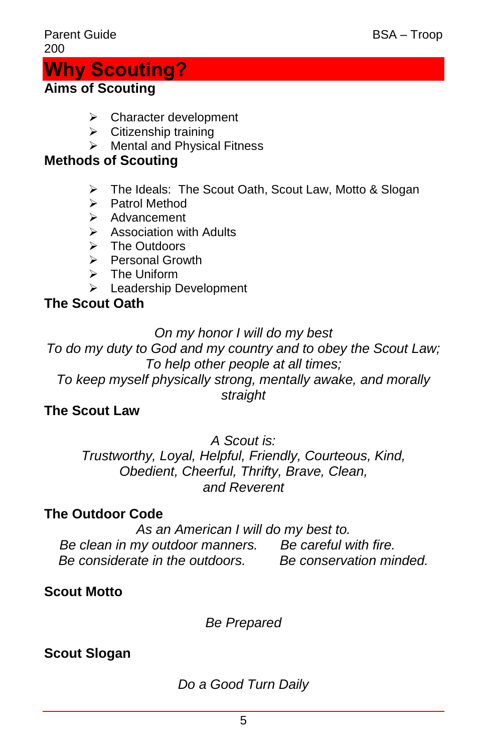# Why Scouting?

## Aims of Scouting

- Character development
- Citizenship training
- Mental and Physical Fitness

## Methods of Scouting

- The Ideals: The Scout Oath, Scout Law, Motto & Slogan
- Patrol Method
- Advancement
- Association with Adults
- The Outdoors
- Personal Growth
- The Uniform
- Leadership Development

## The Scout Oath

*On my honor I will do my best*
*To do my duty to God and my country and to obey the Scout Law;*
*To help other people at all times;*
*To keep myself physically strong, mentally awake, and morally straight*

## The Scout Law

*A Scout is:*
*Trustworthy, Loyal, Helpful, Friendly, Courteous, Kind, Obedient, Cheerful, Thrifty, Brave, Clean, and Reverent*

## The Outdoor Code

*As an American I will do my best to.*
*Be clean in my outdoor manners.*
*Be careful with fire.*
*Be considerate in the outdoors.*
*Be conservation minded.*

## Scout Motto

*Be Prepared*

## Scout Slogan

*Do a Good Turn Daily*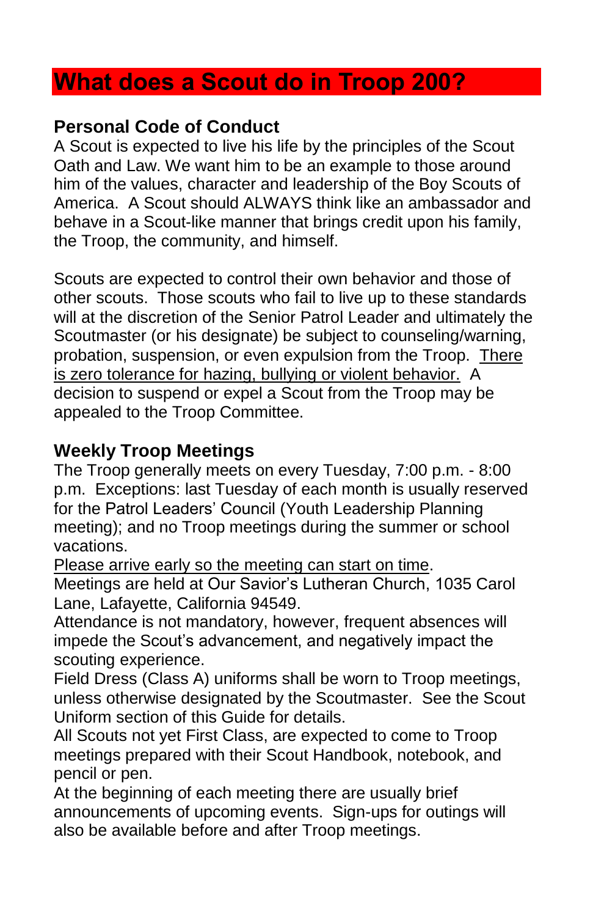# What does a Scout do in Troop 200?

## Personal Code of Conduct

A Scout is expected to live his life by the principles of the Scout Oath and Law. We want him to be an example to those around him of the values, character and leadership of the Boy Scouts of America. A Scout should ALWAYS think like an ambassador and behave in a Scout-like manner that brings credit upon his family, the Troop, the community, and himself.

Scouts are expected to control their own behavior and those of other scouts. Those scouts who fail to live up to these standards will at the discretion of the Senior Patrol Leader and ultimately the Scoutmaster (or his designate) be subject to counseling/warning, probation, suspension, or even expulsion from the Troop. <u>There is zero tolerance for hazing, bullying or violent behavior.</u> A decision to suspend or expel a Scout from the Troop may be appealed to the Troop Committee.

## Weekly Troop Meetings

The Troop generally meets on every Tuesday, 7:00 p.m. - 8:00 p.m. Exceptions: last Tuesday of each month is usually reserved for the Patrol Leaders' Council (Youth Leadership Planning meeting); and no Troop meetings during the summer or school vacations.

<u>Please arrive early so the meeting can start on time</u>.

Meetings are held at Our Savior's Lutheran Church, 1035 Carol Lane, Lafayette, California 94549.

Attendance is not mandatory, however, frequent absences will impede the Scout's advancement, and negatively impact the scouting experience.

Field Dress (Class A) uniforms shall be worn to Troop meetings, unless otherwise designated by the Scoutmaster. See the Scout Uniform section of this Guide for details.

All Scouts not yet First Class, are expected to come to Troop meetings prepared with their Scout Handbook, notebook, and pencil or pen.

At the beginning of each meeting there are usually brief announcements of upcoming events. Sign-ups for outings will also be available before and after Troop meetings.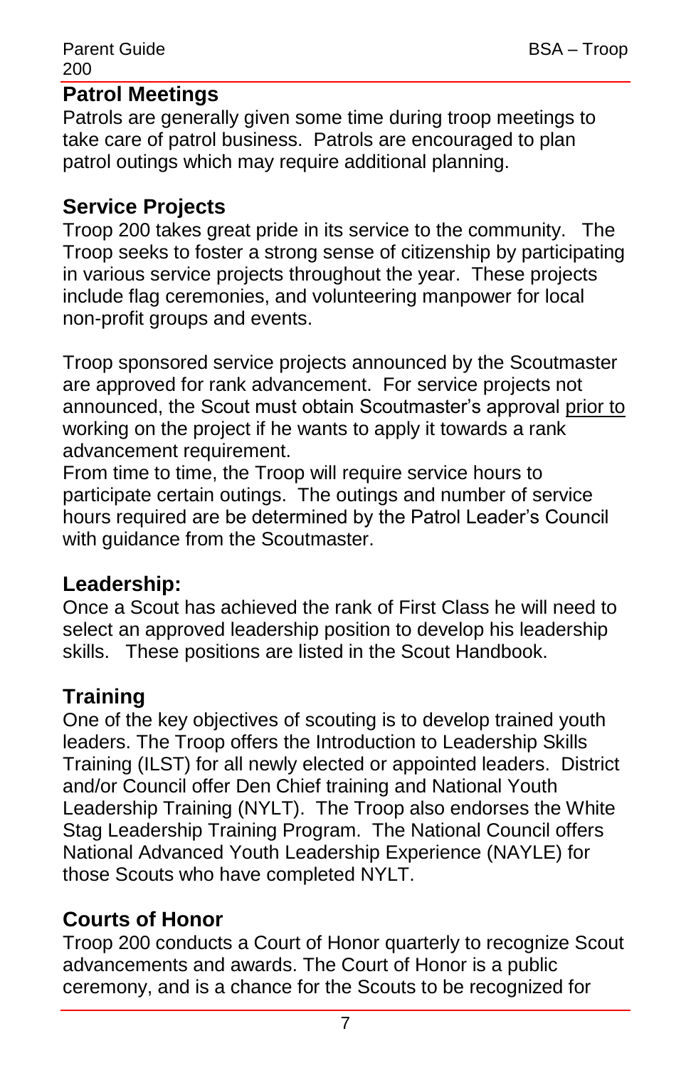## Patrol Meetings

Patrols are generally given some time during troop meetings to take care of patrol business. Patrols are encouraged to plan patrol outings which may require additional planning.

## Service Projects

Troop 200 takes great pride in its service to the community. The Troop seeks to foster a strong sense of citizenship by participating in various service projects throughout the year. These projects include flag ceremonies, and volunteering manpower for local non-profit groups and events.

Troop sponsored service projects announced by the Scoutmaster are approved for rank advancement. For service projects not announced, the Scout must obtain Scoutmaster's approval <u>prior to</u> working on the project if he wants to apply it towards a rank advancement requirement.

From time to time, the Troop will require service hours to participate certain outings. The outings and number of service hours required are be determined by the Patrol Leader's Council with guidance from the Scoutmaster.

## Leadership:

Once a Scout has achieved the rank of First Class he will need to select an approved leadership position to develop his leadership skills. These positions are listed in the Scout Handbook.

## Training

One of the key objectives of scouting is to develop trained youth leaders. The Troop offers the Introduction to Leadership Skills Training (ILST) for all newly elected or appointed leaders. District and/or Council offer Den Chief training and National Youth Leadership Training (NYLT). The Troop also endorses the White Stag Leadership Training Program. The National Council offers National Advanced Youth Leadership Experience (NAYLE) for those Scouts who have completed NYLT.

## Courts of Honor

Troop 200 conducts a Court of Honor quarterly to recognize Scout advancements and awards. The Court of Honor is a public ceremony, and is a chance for the Scouts to be recognized for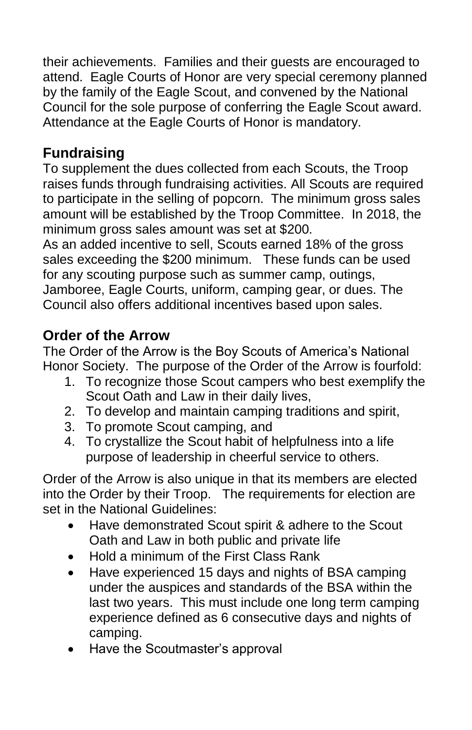their achievements. Families and their guests are encouraged to attend. Eagle Courts of Honor are very special ceremony planned by the family of the Eagle Scout, and convened by the National Council for the sole purpose of conferring the Eagle Scout award. Attendance at the Eagle Courts of Honor is mandatory.

## Fundraising

To supplement the dues collected from each Scouts, the Troop raises funds through fundraising activities. All Scouts are required to participate in the selling of popcorn. The minimum gross sales amount will be established by the Troop Committee. In 2018, the minimum gross sales amount was set at $200.

As an added incentive to sell, Scouts earned 18% of the gross sales exceeding the $200 minimum. These funds can be used for any scouting purpose such as summer camp, outings, Jamboree, Eagle Courts, uniform, camping gear, or dues. The Council also offers additional incentives based upon sales.

## Order of the Arrow

The Order of the Arrow is the Boy Scouts of America's National Honor Society. The purpose of the Order of the Arrow is fourfold:

1. To recognize those Scout campers who best exemplify the Scout Oath and Law in their daily lives,
2. To develop and maintain camping traditions and spirit,
3. To promote Scout camping, and
4. To crystallize the Scout habit of helpfulness into a life purpose of leadership in cheerful service to others.

Order of the Arrow is also unique in that its members are elected into the Order by their Troop. The requirements for election are set in the National Guidelines:

- Have demonstrated Scout spirit & adhere to the Scout Oath and Law in both public and private life
- Hold a minimum of the First Class Rank
- Have experienced 15 days and nights of BSA camping under the auspices and standards of the BSA within the last two years. This must include one long term camping experience defined as 6 consecutive days and nights of camping.
- Have the Scoutmaster's approval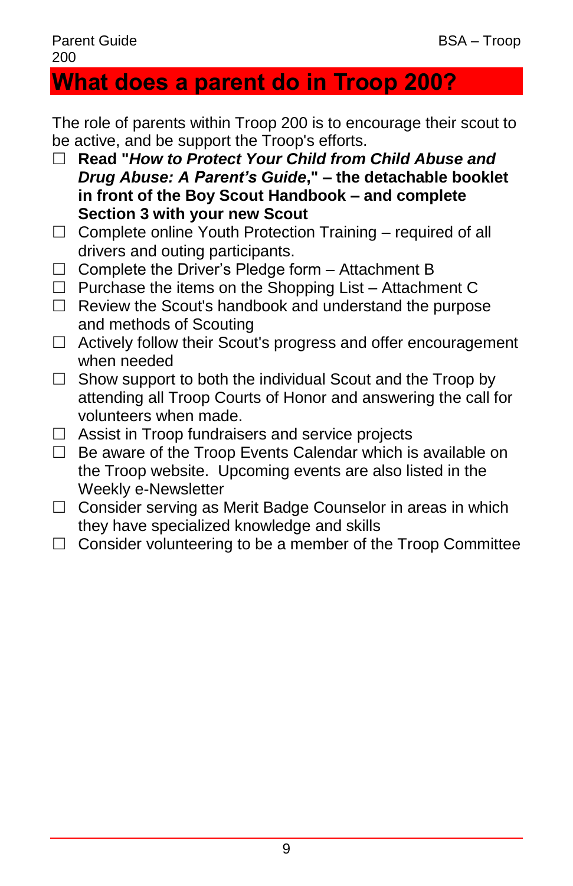# What does a parent do in Troop 200?

The role of parents within Troop 200 is to encourage their scout to be active, and be support the Troop's efforts.

- ☐ **Read "*How to Protect Your Child from Child Abuse and Drug Abuse: A Parent's Guide*," – the detachable booklet in front of the Boy Scout Handbook – and complete Section 3 with your new Scout**
- ☐ Complete online Youth Protection Training – required of all drivers and outing participants.
- ☐ Complete the Driver's Pledge form – Attachment B
- ☐ Purchase the items on the Shopping List – Attachment C
- ☐ Review the Scout's handbook and understand the purpose and methods of Scouting
- ☐ Actively follow their Scout's progress and offer encouragement when needed
- ☐ Show support to both the individual Scout and the Troop by attending all Troop Courts of Honor and answering the call for volunteers when made.
- ☐ Assist in Troop fundraisers and service projects
- ☐ Be aware of the Troop Events Calendar which is available on the Troop website. Upcoming events are also listed in the Weekly e-Newsletter
- ☐ Consider serving as Merit Badge Counselor in areas in which they have specialized knowledge and skills
- ☐ Consider volunteering to be a member of the Troop Committee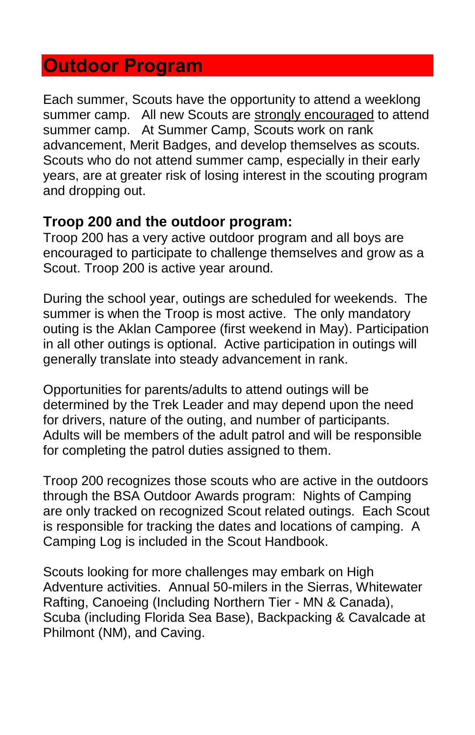# Outdoor Program

Each summer, Scouts have the opportunity to attend a weeklong summer camp. All new Scouts are <u>strongly encouraged</u> to attend summer camp. At Summer Camp, Scouts work on rank advancement, Merit Badges, and develop themselves as scouts. Scouts who do not attend summer camp, especially in their early years, are at greater risk of losing interest in the scouting program and dropping out.

### Troop 200 and the outdoor program:

Troop 200 has a very active outdoor program and all boys are encouraged to participate to challenge themselves and grow as a Scout. Troop 200 is active year around.

During the school year, outings are scheduled for weekends. The summer is when the Troop is most active. The only mandatory outing is the Aklan Camporee (first weekend in May). Participation in all other outings is optional. Active participation in outings will generally translate into steady advancement in rank.

Opportunities for parents/adults to attend outings will be determined by the Trek Leader and may depend upon the need for drivers, nature of the outing, and number of participants. Adults will be members of the adult patrol and will be responsible for completing the patrol duties assigned to them.

Troop 200 recognizes those scouts who are active in the outdoors through the BSA Outdoor Awards program: Nights of Camping are only tracked on recognized Scout related outings. Each Scout is responsible for tracking the dates and locations of camping. A Camping Log is included in the Scout Handbook.

Scouts looking for more challenges may embark on High Adventure activities. Annual 50-milers in the Sierras, Whitewater Rafting, Canoeing (Including Northern Tier - MN & Canada), Scuba (including Florida Sea Base), Backpacking & Cavalcade at Philmont (NM), and Caving.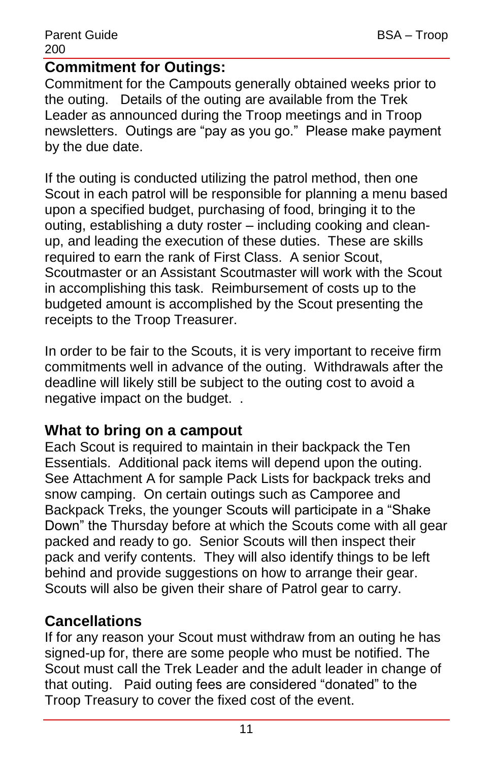## Commitment for Outings:

Commitment for the Campouts generally obtained weeks prior to the outing. Details of the outing are available from the Trek Leader as announced during the Troop meetings and in Troop newsletters. Outings are "pay as you go." Please make payment by the due date.

If the outing is conducted utilizing the patrol method, then one Scout in each patrol will be responsible for planning a menu based upon a specified budget, purchasing of food, bringing it to the outing, establishing a duty roster – including cooking and clean-up, and leading the execution of these duties. These are skills required to earn the rank of First Class. A senior Scout, Scoutmaster or an Assistant Scoutmaster will work with the Scout in accomplishing this task. Reimbursement of costs up to the budgeted amount is accomplished by the Scout presenting the receipts to the Troop Treasurer.

In order to be fair to the Scouts, it is very important to receive firm commitments well in advance of the outing. Withdrawals after the deadline will likely still be subject to the outing cost to avoid a negative impact on the budget. .

## What to bring on a campout

Each Scout is required to maintain in their backpack the Ten Essentials. Additional pack items will depend upon the outing. See Attachment A for sample Pack Lists for backpack treks and snow camping. On certain outings such as Camporee and Backpack Treks, the younger Scouts will participate in a "Shake Down" the Thursday before at which the Scouts come with all gear packed and ready to go. Senior Scouts will then inspect their pack and verify contents. They will also identify things to be left behind and provide suggestions on how to arrange their gear. Scouts will also be given their share of Patrol gear to carry.

## Cancellations

If for any reason your Scout must withdraw from an outing he has signed-up for, there are some people who must be notified. The Scout must call the Trek Leader and the adult leader in change of that outing. Paid outing fees are considered "donated" to the Troop Treasury to cover the fixed cost of the event.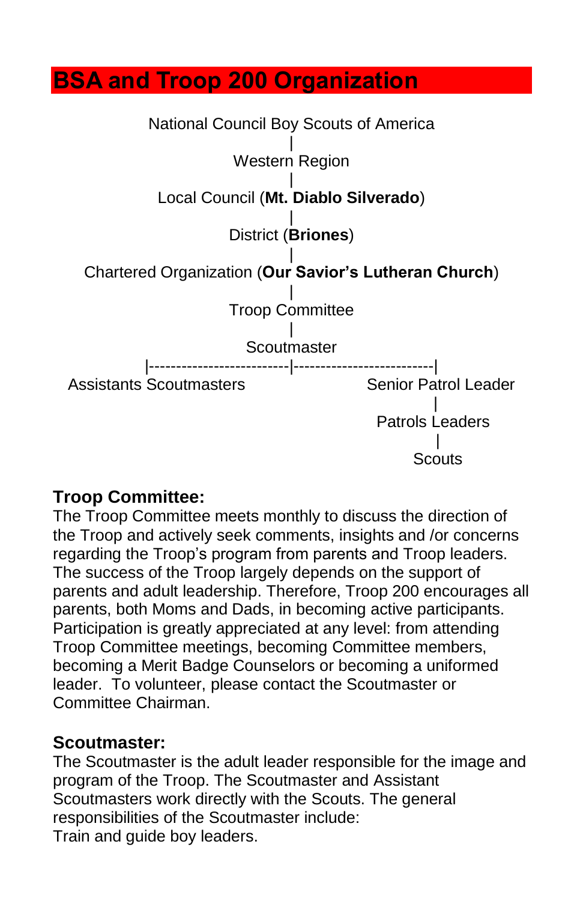# BSA and Troop 200 Organization

```
              National Council Boy Scouts of America
                              |
                        Western Region
                              |
              Local Council (Mt. Diablo Silverado)
                              |
                      District (Briones)
                              |
   Chartered Organization (Our Savior's Lutheran Church)
                              |
                       Troop Committee
                              |
                         Scoutmaster
        |-------------------------|-------------------------|
  Assistants Scoutmasters                        Senior Patrol Leader
                                                          |
                                                   Patrols Leaders
                                                          |
                                                       Scouts
```

**Troop Committee:**
The Troop Committee meets monthly to discuss the direction of the Troop and actively seek comments, insights and /or concerns regarding the Troop's program from parents and Troop leaders. The success of the Troop largely depends on the support of parents and adult leadership. Therefore, Troop 200 encourages all parents, both Moms and Dads, in becoming active participants. Participation is greatly appreciated at any level: from attending Troop Committee meetings, becoming Committee members, becoming a Merit Badge Counselors or becoming a uniformed leader. To volunteer, please contact the Scoutmaster or Committee Chairman.

**Scoutmaster:**
The Scoutmaster is the adult leader responsible for the image and program of the Troop. The Scoutmaster and Assistant Scoutmasters work directly with the Scouts. The general responsibilities of the Scoutmaster include:
Train and guide boy leaders.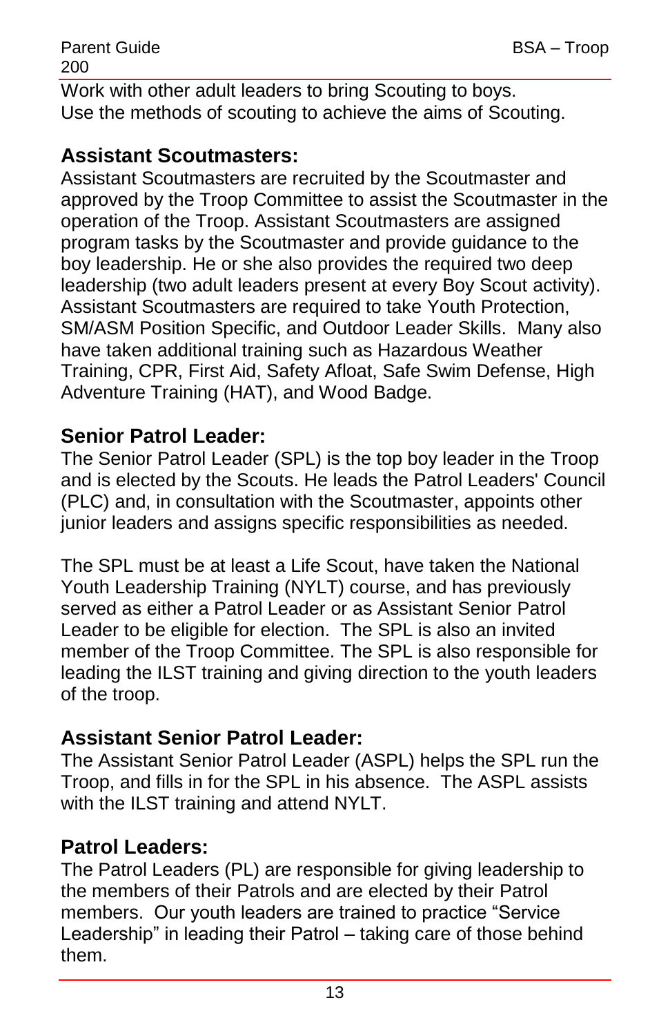Work with other adult leaders to bring Scouting to boys.
Use the methods of scouting to achieve the aims of Scouting.

## Assistant Scoutmasters:

Assistant Scoutmasters are recruited by the Scoutmaster and approved by the Troop Committee to assist the Scoutmaster in the operation of the Troop. Assistant Scoutmasters are assigned program tasks by the Scoutmaster and provide guidance to the boy leadership. He or she also provides the required two deep leadership (two adult leaders present at every Boy Scout activity). Assistant Scoutmasters are required to take Youth Protection, SM/ASM Position Specific, and Outdoor Leader Skills. Many also have taken additional training such as Hazardous Weather Training, CPR, First Aid, Safety Afloat, Safe Swim Defense, High Adventure Training (HAT), and Wood Badge.

## Senior Patrol Leader:

The Senior Patrol Leader (SPL) is the top boy leader in the Troop and is elected by the Scouts. He leads the Patrol Leaders' Council (PLC) and, in consultation with the Scoutmaster, appoints other junior leaders and assigns specific responsibilities as needed.

The SPL must be at least a Life Scout, have taken the National Youth Leadership Training (NYLT) course, and has previously served as either a Patrol Leader or as Assistant Senior Patrol Leader to be eligible for election. The SPL is also an invited member of the Troop Committee. The SPL is also responsible for leading the ILST training and giving direction to the youth leaders of the troop.

## Assistant Senior Patrol Leader:

The Assistant Senior Patrol Leader (ASPL) helps the SPL run the Troop, and fills in for the SPL in his absence. The ASPL assists with the ILST training and attend NYLT.

## Patrol Leaders:

The Patrol Leaders (PL) are responsible for giving leadership to the members of their Patrols and are elected by their Patrol members. Our youth leaders are trained to practice "Service Leadership" in leading their Patrol – taking care of those behind them.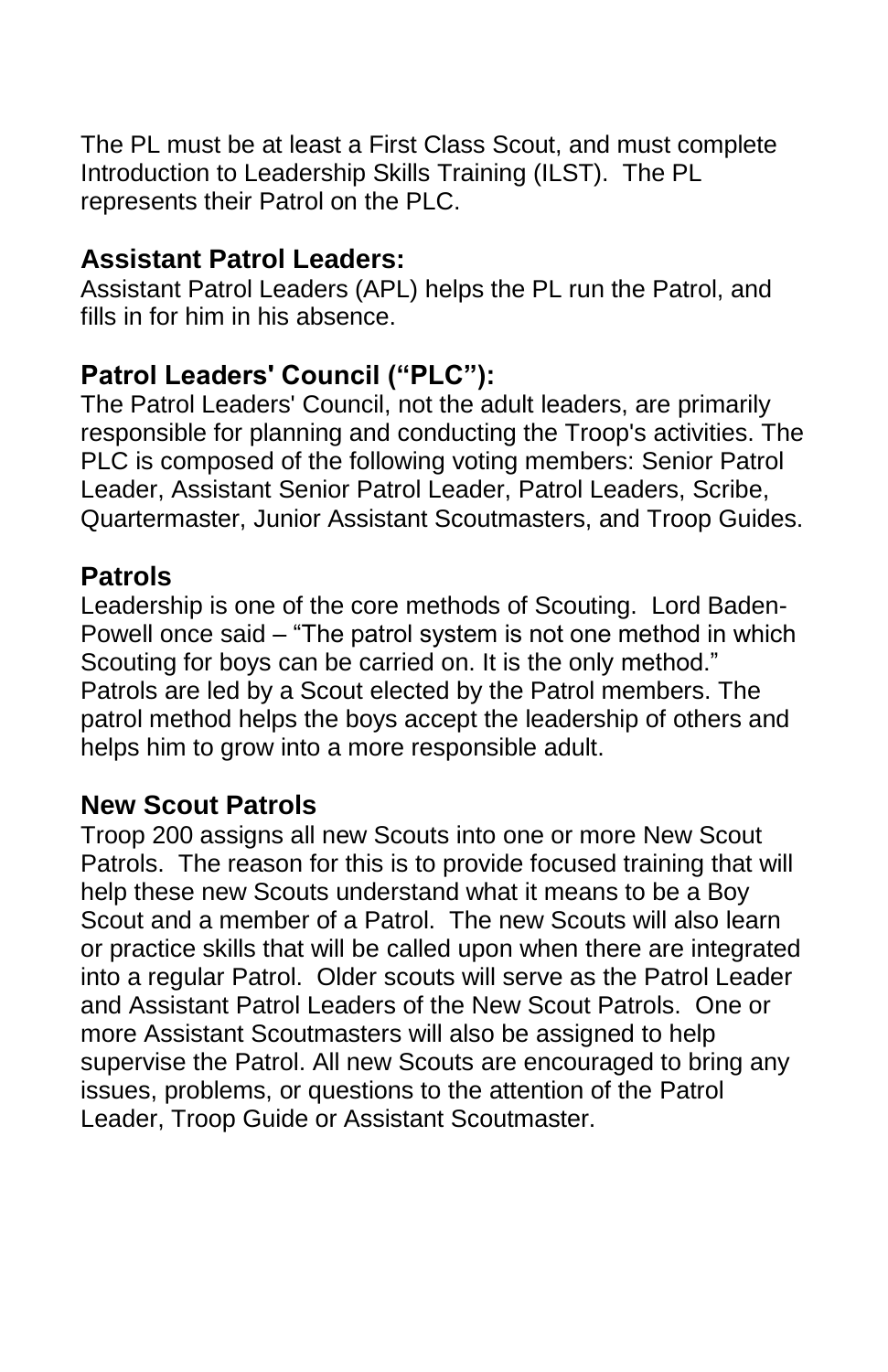The PL must be at least a First Class Scout, and must complete Introduction to Leadership Skills Training (ILST). The PL represents their Patrol on the PLC.

## Assistant Patrol Leaders:

Assistant Patrol Leaders (APL) helps the PL run the Patrol, and fills in for him in his absence.

## Patrol Leaders' Council ("PLC"):

The Patrol Leaders' Council, not the adult leaders, are primarily responsible for planning and conducting the Troop's activities. The PLC is composed of the following voting members: Senior Patrol Leader, Assistant Senior Patrol Leader, Patrol Leaders, Scribe, Quartermaster, Junior Assistant Scoutmasters, and Troop Guides.

## Patrols

Leadership is one of the core methods of Scouting. Lord Baden-Powell once said – "The patrol system is not one method in which Scouting for boys can be carried on. It is the only method." Patrols are led by a Scout elected by the Patrol members. The patrol method helps the boys accept the leadership of others and helps him to grow into a more responsible adult.

## New Scout Patrols

Troop 200 assigns all new Scouts into one or more New Scout Patrols. The reason for this is to provide focused training that will help these new Scouts understand what it means to be a Boy Scout and a member of a Patrol. The new Scouts will also learn or practice skills that will be called upon when there are integrated into a regular Patrol. Older scouts will serve as the Patrol Leader and Assistant Patrol Leaders of the New Scout Patrols. One or more Assistant Scoutmasters will also be assigned to help supervise the Patrol. All new Scouts are encouraged to bring any issues, problems, or questions to the attention of the Patrol Leader, Troop Guide or Assistant Scoutmaster.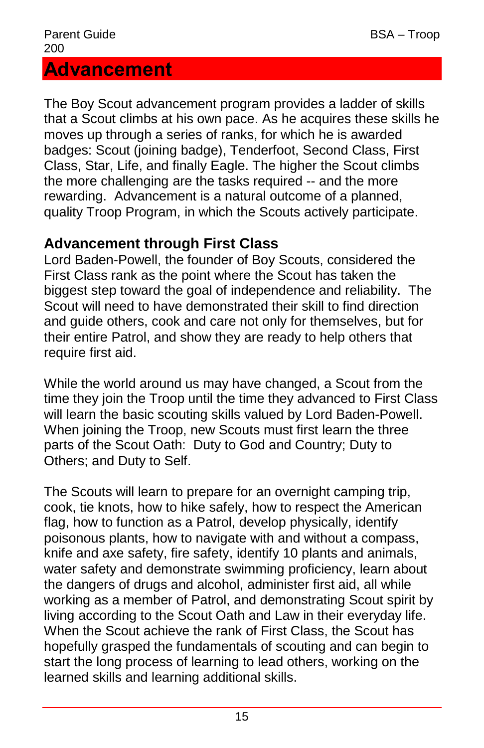# Advancement

The Boy Scout advancement program provides a ladder of skills that a Scout climbs at his own pace. As he acquires these skills he moves up through a series of ranks, for which he is awarded badges: Scout (joining badge), Tenderfoot, Second Class, First Class, Star, Life, and finally Eagle. The higher the Scout climbs the more challenging are the tasks required -- and the more rewarding. Advancement is a natural outcome of a planned, quality Troop Program, in which the Scouts actively participate.

## Advancement through First Class

Lord Baden-Powell, the founder of Boy Scouts, considered the First Class rank as the point where the Scout has taken the biggest step toward the goal of independence and reliability. The Scout will need to have demonstrated their skill to find direction and guide others, cook and care not only for themselves, but for their entire Patrol, and show they are ready to help others that require first aid.

While the world around us may have changed, a Scout from the time they join the Troop until the time they advanced to First Class will learn the basic scouting skills valued by Lord Baden-Powell. When joining the Troop, new Scouts must first learn the three parts of the Scout Oath: Duty to God and Country; Duty to Others; and Duty to Self.

The Scouts will learn to prepare for an overnight camping trip, cook, tie knots, how to hike safely, how to respect the American flag, how to function as a Patrol, develop physically, identify poisonous plants, how to navigate with and without a compass, knife and axe safety, fire safety, identify 10 plants and animals, water safety and demonstrate swimming proficiency, learn about the dangers of drugs and alcohol, administer first aid, all while working as a member of Patrol, and demonstrating Scout spirit by living according to the Scout Oath and Law in their everyday life. When the Scout achieve the rank of First Class, the Scout has hopefully grasped the fundamentals of scouting and can begin to start the long process of learning to lead others, working on the learned skills and learning additional skills.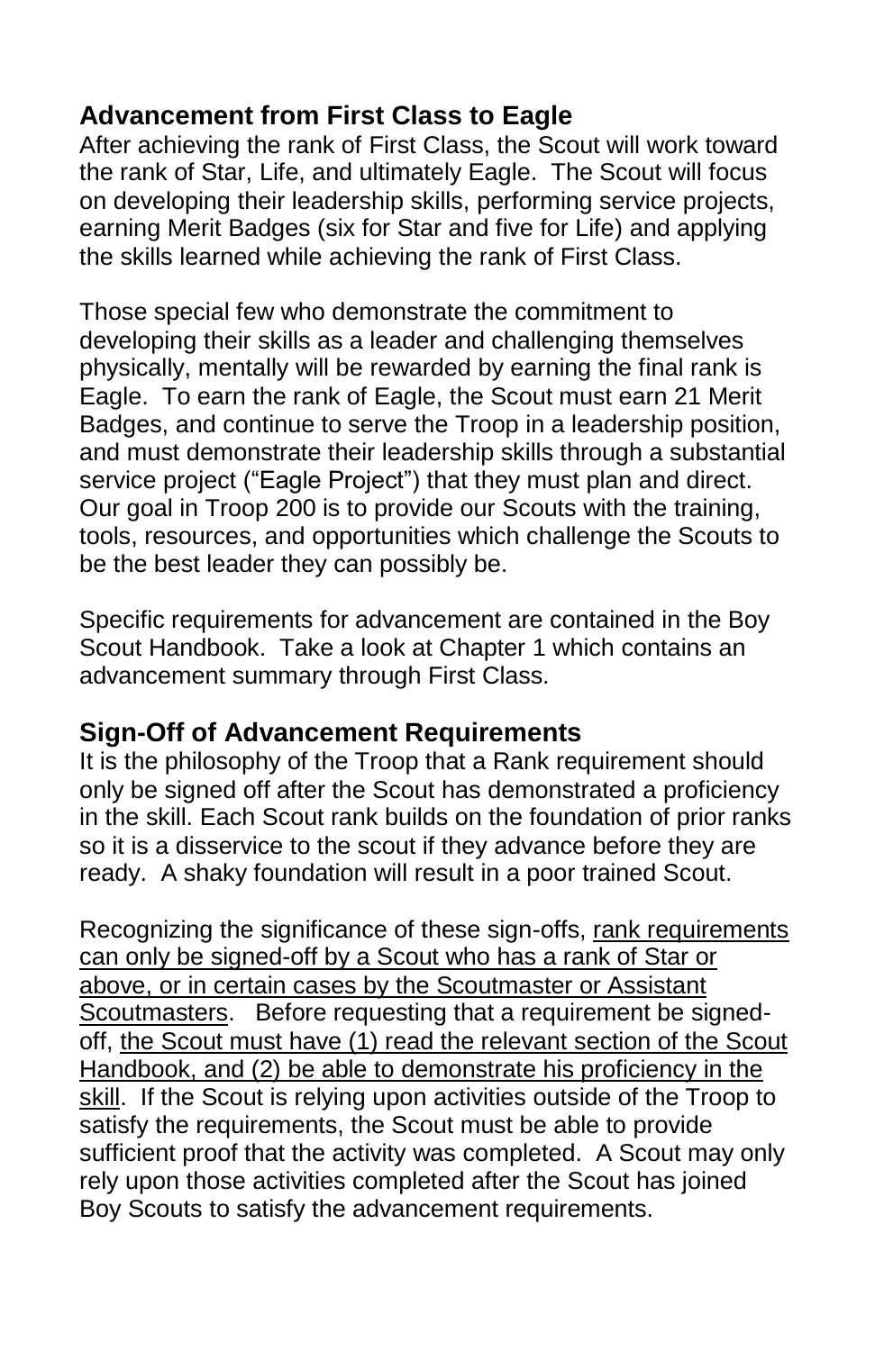## Advancement from First Class to Eagle

After achieving the rank of First Class, the Scout will work toward the rank of Star, Life, and ultimately Eagle. The Scout will focus on developing their leadership skills, performing service projects, earning Merit Badges (six for Star and five for Life) and applying the skills learned while achieving the rank of First Class.

Those special few who demonstrate the commitment to developing their skills as a leader and challenging themselves physically, mentally will be rewarded by earning the final rank is Eagle. To earn the rank of Eagle, the Scout must earn 21 Merit Badges, and continue to serve the Troop in a leadership position, and must demonstrate their leadership skills through a substantial service project ("Eagle Project") that they must plan and direct. Our goal in Troop 200 is to provide our Scouts with the training, tools, resources, and opportunities which challenge the Scouts to be the best leader they can possibly be.

Specific requirements for advancement are contained in the Boy Scout Handbook. Take a look at Chapter 1 which contains an advancement summary through First Class.

## Sign-Off of Advancement Requirements

It is the philosophy of the Troop that a Rank requirement should only be signed off after the Scout has demonstrated a proficiency in the skill. Each Scout rank builds on the foundation of prior ranks so it is a disservice to the scout if they advance before they are ready. A shaky foundation will result in a poor trained Scout.

Recognizing the significance of these sign-offs, <u>rank requirements can only be signed-off by a Scout who has a rank of Star or above, or in certain cases by the Scoutmaster or Assistant Scoutmasters</u>. Before requesting that a requirement be signed-off, <u>the Scout must have (1) read the relevant section of the Scout Handbook, and (2) be able to demonstrate his proficiency in the skill</u>. If the Scout is relying upon activities outside of the Troop to satisfy the requirements, the Scout must be able to provide sufficient proof that the activity was completed. A Scout may only rely upon those activities completed after the Scout has joined Boy Scouts to satisfy the advancement requirements.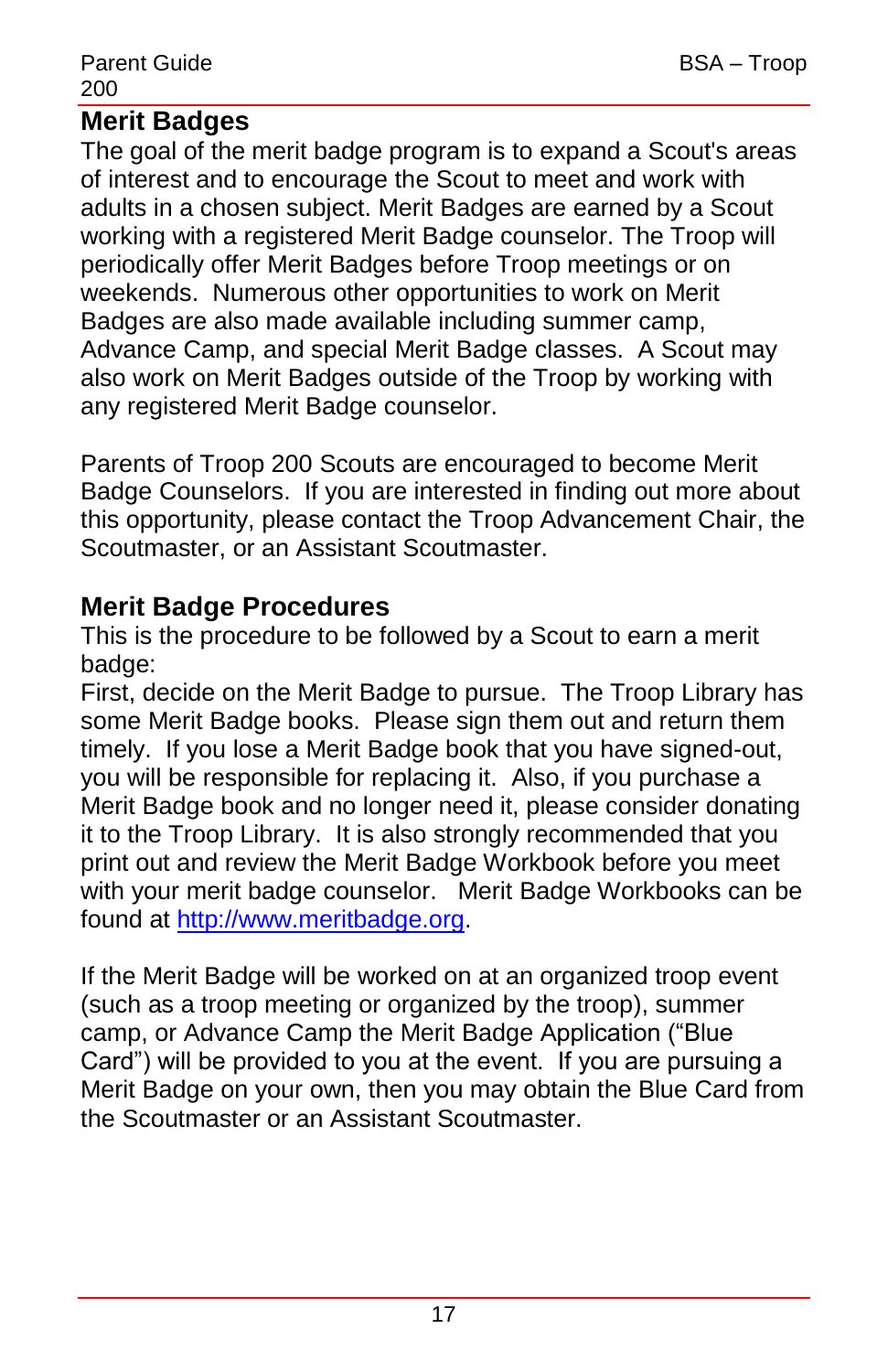## Merit Badges

The goal of the merit badge program is to expand a Scout's areas of interest and to encourage the Scout to meet and work with adults in a chosen subject. Merit Badges are earned by a Scout working with a registered Merit Badge counselor. The Troop will periodically offer Merit Badges before Troop meetings or on weekends. Numerous other opportunities to work on Merit Badges are also made available including summer camp, Advance Camp, and special Merit Badge classes. A Scout may also work on Merit Badges outside of the Troop by working with any registered Merit Badge counselor.

Parents of Troop 200 Scouts are encouraged to become Merit Badge Counselors. If you are interested in finding out more about this opportunity, please contact the Troop Advancement Chair, the Scoutmaster, or an Assistant Scoutmaster.

### Merit Badge Procedures

This is the procedure to be followed by a Scout to earn a merit badge:

First, decide on the Merit Badge to pursue. The Troop Library has some Merit Badge books. Please sign them out and return them timely. If you lose a Merit Badge book that you have signed-out, you will be responsible for replacing it. Also, if you purchase a Merit Badge book and no longer need it, please consider donating it to the Troop Library. It is also strongly recommended that you print out and review the Merit Badge Workbook before you meet with your merit badge counselor. Merit Badge Workbooks can be found at [http://www.meritbadge.org](http://www.meritbadge.org).

If the Merit Badge will be worked on at an organized troop event (such as a troop meeting or organized by the troop), summer camp, or Advance Camp the Merit Badge Application ("Blue Card") will be provided to you at the event. If you are pursuing a Merit Badge on your own, then you may obtain the Blue Card from the Scoutmaster or an Assistant Scoutmaster.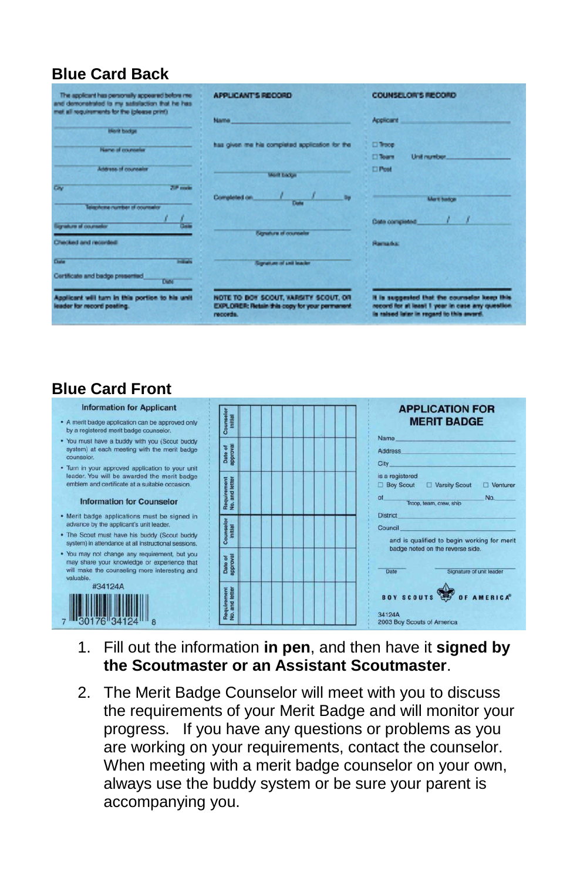## Blue Card Back

The applicant has personally appeared before me and demonstrated to my satisfaction that he has met all requirements for the (please print)

Merit badge

Name of counselor

Address of counselor

City ZIP code

Telephone number of counselor

Signature of counselor / / Date

Checked and recorded:

Date Initials

Certificate and badge presented Date

Applicant will turn in this portion to his unit leader for record posting.

**APPLICANT'S RECORD**

Name

has given me his completed application for the

Merit badge

Completed on / / By
Date

Signature of counselor

Signature of unit leader

NOTE TO BOY SCOUT, VARSITY SCOUT, OR EXPLORER: Retain this copy for your permanent records.

**COUNSELOR'S RECORD**

Applicant

☐ Troop
☐ Team Unit number
☐ Post

Merit badge

Date completed / /

Remarks:

It is suggested that the counselor keep this record for at least 1 year in case any question is raised later in regard to this award.

## Blue Card Front

**Information for Applicant**

- A merit badge application can be approved only by a registered merit badge counselor.
- You must have a buddy with you (Scout buddy system) at each meeting with the merit badge counselor.
- Turn in your approved application to your unit leader. You will be awarded the merit badge emblem and certificate at a suitable occasion.

**Information for Counselor**

- Merit badge applications must be signed in advance by the applicant's unit leader.
- The Scout must have his buddy (Scout buddy system) in attendance at all instructional sessions.
- You may not change any requirement, but you may share your knowledge or experience that will make the counseling more interesting and valuable.

#34124A

7 30176 34124 8

Counselor initial | Date of approval | Requirement No. and letter

Counselor initial | Date of approval | Requirement No. and letter

**APPLICATION FOR MERIT BADGE**

Name

Address

City

is a registered
☐ Boy Scout ☐ Varsity Scout ☐ Venturer

of No.
Troop, team, crew, ship

District

Council

and is qualified to begin working for merit badge noted on the reverse side.

Date Signature of unit leader

BOY SCOUTS OF AMERICA®

34124A
2003 Boy Scouts of America

1. Fill out the information **in pen**, and then have it **signed by the Scoutmaster or an Assistant Scoutmaster**.
2. The Merit Badge Counselor will meet with you to discuss the requirements of your Merit Badge and will monitor your progress. If you have any questions or problems as you are working on your requirements, contact the counselor. When meeting with a merit badge counselor on your own, always use the buddy system or be sure your parent is accompanying you.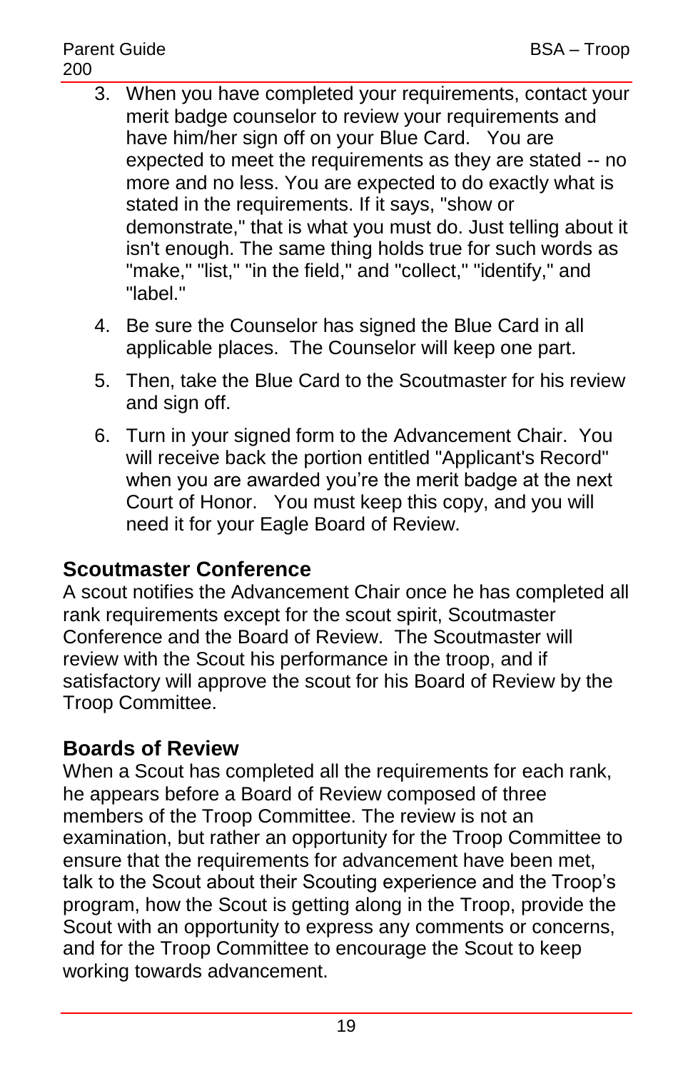3. When you have completed your requirements, contact your merit badge counselor to review your requirements and have him/her sign off on your Blue Card. You are expected to meet the requirements as they are stated -- no more and no less. You are expected to do exactly what is stated in the requirements. If it says, "show or demonstrate," that is what you must do. Just telling about it isn't enough. The same thing holds true for such words as "make," "list," "in the field," and "collect," "identify," and "label."
4. Be sure the Counselor has signed the Blue Card in all applicable places. The Counselor will keep one part.
5. Then, take the Blue Card to the Scoutmaster for his review and sign off.
6. Turn in your signed form to the Advancement Chair. You will receive back the portion entitled "Applicant's Record" when you are awarded you're the merit badge at the next Court of Honor. You must keep this copy, and you will need it for your Eagle Board of Review.

## Scoutmaster Conference

A scout notifies the Advancement Chair once he has completed all rank requirements except for the scout spirit, Scoutmaster Conference and the Board of Review. The Scoutmaster will review with the Scout his performance in the troop, and if satisfactory will approve the scout for his Board of Review by the Troop Committee.

## Boards of Review

When a Scout has completed all the requirements for each rank, he appears before a Board of Review composed of three members of the Troop Committee. The review is not an examination, but rather an opportunity for the Troop Committee to ensure that the requirements for advancement have been met, talk to the Scout about their Scouting experience and the Troop's program, how the Scout is getting along in the Troop, provide the Scout with an opportunity to express any comments or concerns, and for the Troop Committee to encourage the Scout to keep working towards advancement.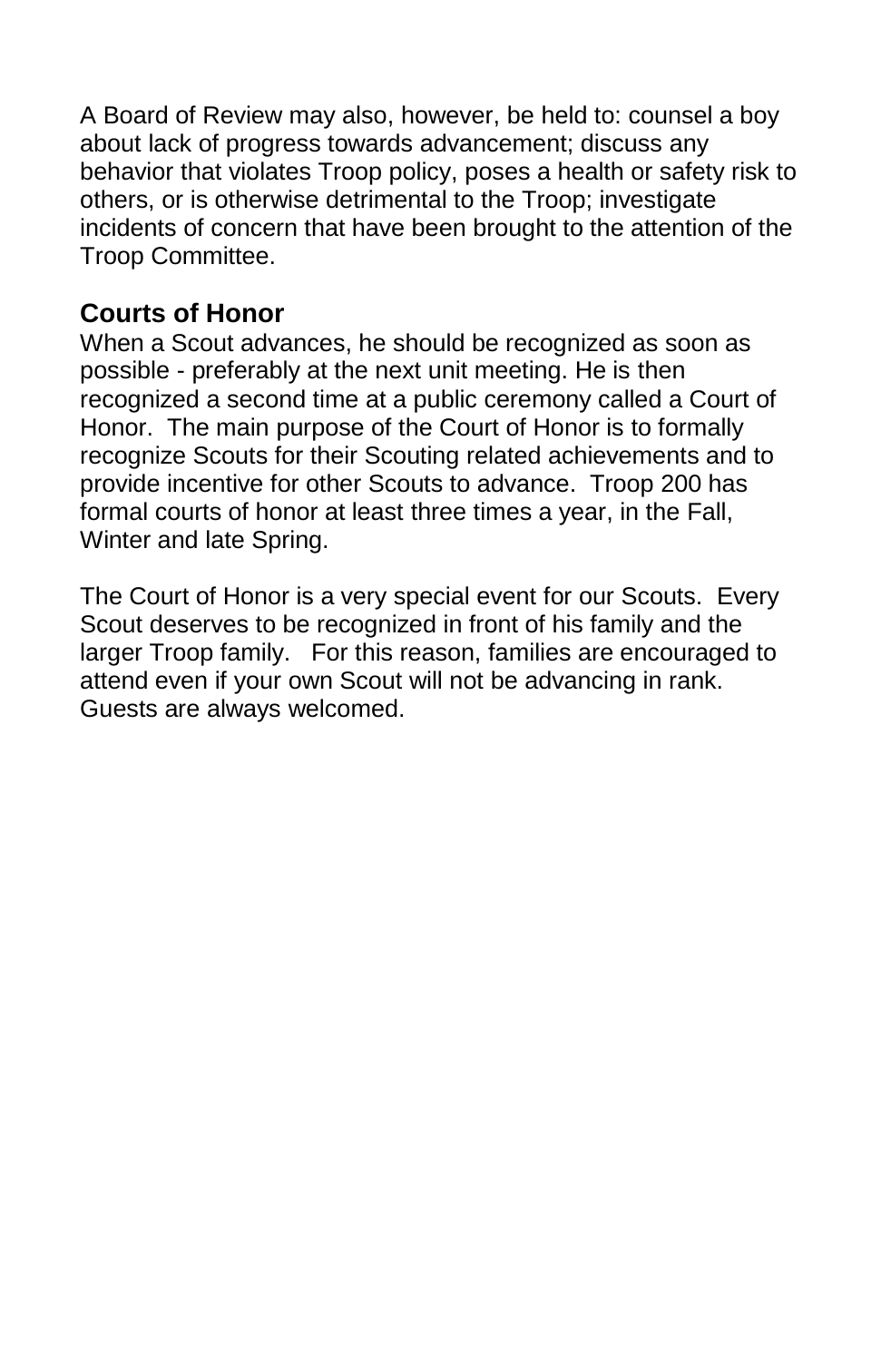A Board of Review may also, however, be held to: counsel a boy about lack of progress towards advancement; discuss any behavior that violates Troop policy, poses a health or safety risk to others, or is otherwise detrimental to the Troop; investigate incidents of concern that have been brought to the attention of the Troop Committee.

## Courts of Honor

When a Scout advances, he should be recognized as soon as possible - preferably at the next unit meeting. He is then recognized a second time at a public ceremony called a Court of Honor. The main purpose of the Court of Honor is to formally recognize Scouts for their Scouting related achievements and to provide incentive for other Scouts to advance. Troop 200 has formal courts of honor at least three times a year, in the Fall, Winter and late Spring.

The Court of Honor is a very special event for our Scouts. Every Scout deserves to be recognized in front of his family and the larger Troop family. For this reason, families are encouraged to attend even if your own Scout will not be advancing in rank. Guests are always welcomed.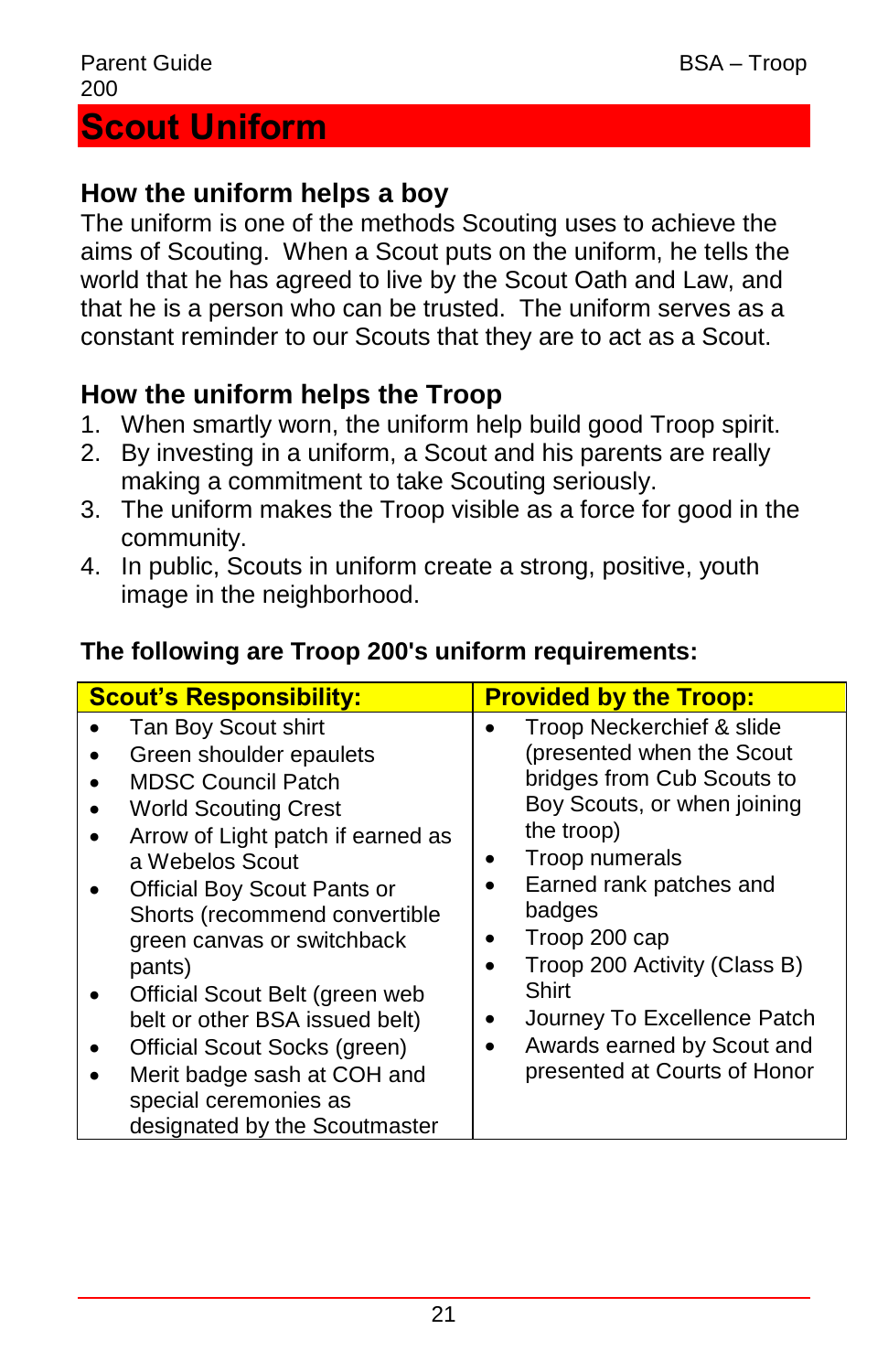# Scout Uniform

## How the uniform helps a boy

The uniform is one of the methods Scouting uses to achieve the aims of Scouting. When a Scout puts on the uniform, he tells the world that he has agreed to live by the Scout Oath and Law, and that he is a person who can be trusted. The uniform serves as a constant reminder to our Scouts that they are to act as a Scout.

## How the uniform helps the Troop

1. When smartly worn, the uniform help build good Troop spirit.
2. By investing in a uniform, a Scout and his parents are really making a commitment to take Scouting seriously.
3. The uniform makes the Troop visible as a force for good in the community.
4. In public, Scouts in uniform create a strong, positive, youth image in the neighborhood.

**The following are Troop 200's uniform requirements:**

| Scout's Responsibility: | Provided by the Troop: |
|---|---|
| • Tan Boy Scout shirt<br>• Green shoulder epaulets<br>• MDSC Council Patch<br>• World Scouting Crest<br>• Arrow of Light patch if earned as a Webelos Scout<br>• Official Boy Scout Pants or Shorts (recommend convertible green canvas or switchback pants)<br>• Official Scout Belt (green web belt or other BSA issued belt)<br>• Official Scout Socks (green)<br>• Merit badge sash at COH and special ceremonies as designated by the Scoutmaster | • Troop Neckerchief & slide (presented when the Scout bridges from Cub Scouts to Boy Scouts, or when joining the troop)<br>• Troop numerals<br>• Earned rank patches and badges<br>• Troop 200 cap<br>• Troop 200 Activity (Class B) Shirt<br>• Journey To Excellence Patch<br>• Awards earned by Scout and presented at Courts of Honor |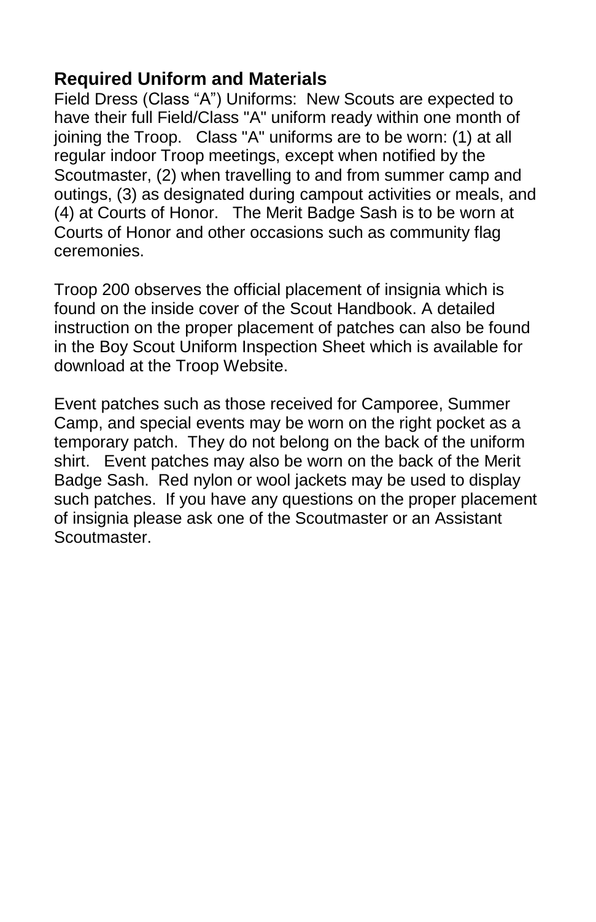## Required Uniform and Materials

Field Dress (Class “A”) Uniforms: New Scouts are expected to have their full Field/Class "A" uniform ready within one month of joining the Troop. Class "A" uniforms are to be worn: (1) at all regular indoor Troop meetings, except when notified by the Scoutmaster, (2) when travelling to and from summer camp and outings, (3) as designated during campout activities or meals, and (4) at Courts of Honor. The Merit Badge Sash is to be worn at Courts of Honor and other occasions such as community flag ceremonies.

Troop 200 observes the official placement of insignia which is found on the inside cover of the Scout Handbook. A detailed instruction on the proper placement of patches can also be found in the Boy Scout Uniform Inspection Sheet which is available for download at the Troop Website.

Event patches such as those received for Camporee, Summer Camp, and special events may be worn on the right pocket as a temporary patch. They do not belong on the back of the uniform shirt. Event patches may also be worn on the back of the Merit Badge Sash. Red nylon or wool jackets may be used to display such patches. If you have any questions on the proper placement of insignia please ask one of the Scoutmaster or an Assistant Scoutmaster.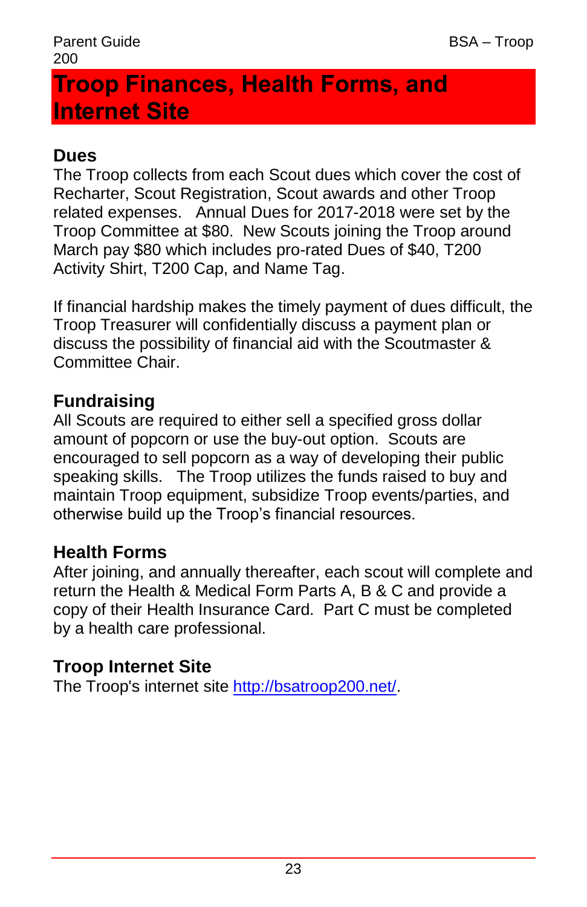# Troop Finances, Health Forms, and Internet Site

## Dues

The Troop collects from each Scout dues which cover the cost of Recharter, Scout Registration, Scout awards and other Troop related expenses. Annual Dues for 2017-2018 were set by the Troop Committee at $80. New Scouts joining the Troop around March pay $80 which includes pro-rated Dues of $40, T200 Activity Shirt, T200 Cap, and Name Tag.

If financial hardship makes the timely payment of dues difficult, the Troop Treasurer will confidentially discuss a payment plan or discuss the possibility of financial aid with the Scoutmaster & Committee Chair.

## Fundraising

All Scouts are required to either sell a specified gross dollar amount of popcorn or use the buy-out option. Scouts are encouraged to sell popcorn as a way of developing their public speaking skills. The Troop utilizes the funds raised to buy and maintain Troop equipment, subsidize Troop events/parties, and otherwise build up the Troop's financial resources.

## Health Forms

After joining, and annually thereafter, each scout will complete and return the Health & Medical Form Parts A, B & C and provide a copy of their Health Insurance Card. Part C must be completed by a health care professional.

## Troop Internet Site

The Troop's internet site [http://bsatroop200.net/](http://bsatroop200.net/).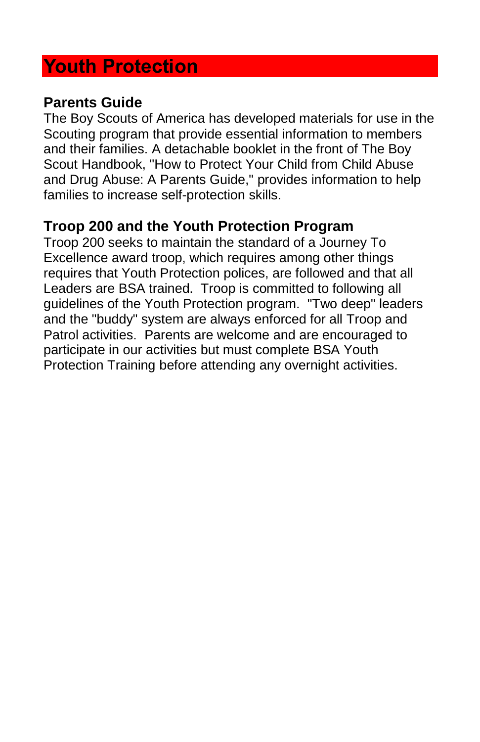# Youth Protection

## Parents Guide

The Boy Scouts of America has developed materials for use in the Scouting program that provide essential information to members and their families. A detachable booklet in the front of The Boy Scout Handbook, "How to Protect Your Child from Child Abuse and Drug Abuse: A Parents Guide," provides information to help families to increase self-protection skills.

## Troop 200 and the Youth Protection Program

Troop 200 seeks to maintain the standard of a Journey To Excellence award troop, which requires among other things requires that Youth Protection polices, are followed and that all Leaders are BSA trained. Troop is committed to following all guidelines of the Youth Protection program. "Two deep" leaders and the "buddy" system are always enforced for all Troop and Patrol activities. Parents are welcome and are encouraged to participate in our activities but must complete BSA Youth Protection Training before attending any overnight activities.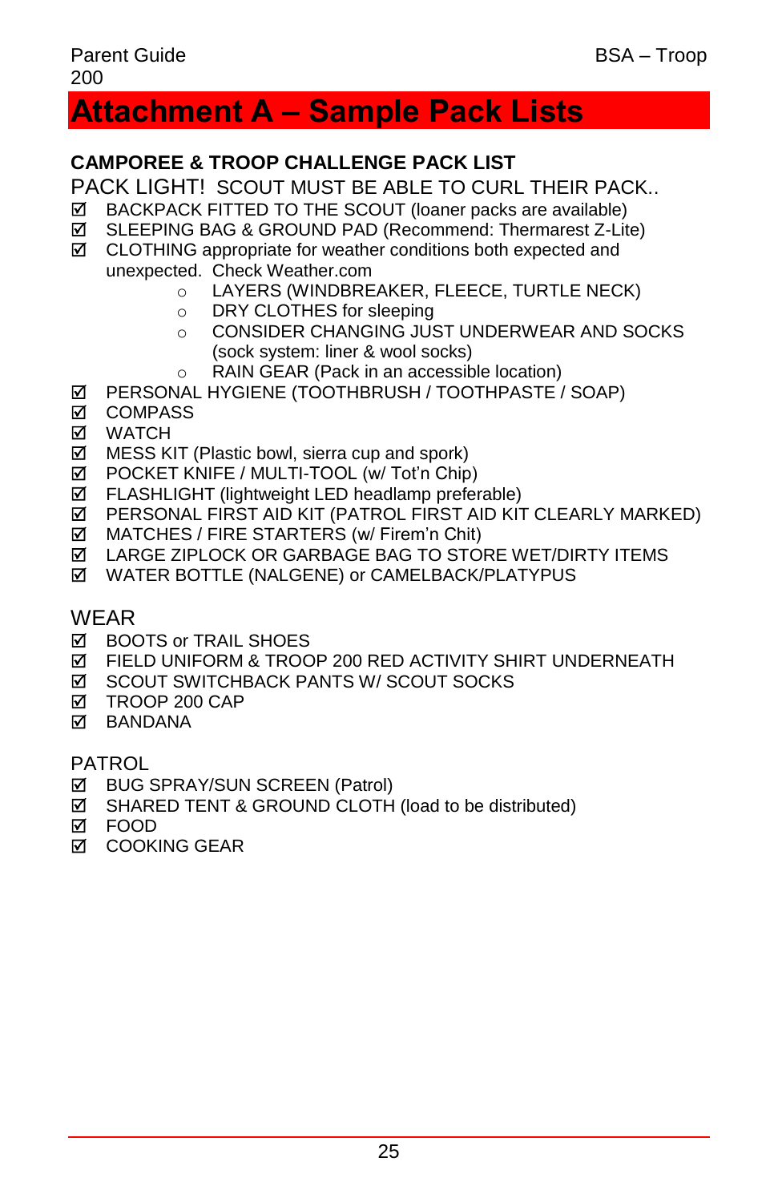# Attachment A – Sample Pack Lists

**CAMPOREE & TROOP CHALLENGE PACK LIST**

PACK LIGHT! SCOUT MUST BE ABLE TO CURL THEIR PACK..

- ☑ BACKPACK FITTED TO THE SCOUT (loaner packs are available)
- ☑ SLEEPING BAG & GROUND PAD (Recommend: Thermarest Z-Lite)
- ☑ CLOTHING appropriate for weather conditions both expected and unexpected. Check Weather.com
  - LAYERS (WINDBREAKER, FLEECE, TURTLE NECK)
  - DRY CLOTHES for sleeping
  - CONSIDER CHANGING JUST UNDERWEAR AND SOCKS (sock system: liner & wool socks)
  - RAIN GEAR (Pack in an accessible location)
- ☑ PERSONAL HYGIENE (TOOTHBRUSH / TOOTHPASTE / SOAP)
- ☑ COMPASS
- ☑ WATCH
- ☑ MESS KIT (Plastic bowl, sierra cup and spork)
- ☑ POCKET KNIFE / MULTI-TOOL (w/ Tot'n Chip)
- ☑ FLASHLIGHT (lightweight LED headlamp preferable)
- ☑ PERSONAL FIRST AID KIT (PATROL FIRST AID KIT CLEARLY MARKED)
- ☑ MATCHES / FIRE STARTERS (w/ Firem'n Chit)
- ☑ LARGE ZIPLOCK OR GARBAGE BAG TO STORE WET/DIRTY ITEMS
- ☑ WATER BOTTLE (NALGENE) or CAMELBACK/PLATYPUS

WEAR

- ☑ BOOTS or TRAIL SHOES
- ☑ FIELD UNIFORM & TROOP 200 RED ACTIVITY SHIRT UNDERNEATH
- ☑ SCOUT SWITCHBACK PANTS W/ SCOUT SOCKS
- ☑ TROOP 200 CAP
- ☑ BANDANA

PATROL

- ☑ BUG SPRAY/SUN SCREEN (Patrol)
- ☑ SHARED TENT & GROUND CLOTH (load to be distributed)
- ☑ FOOD
- ☑ COOKING GEAR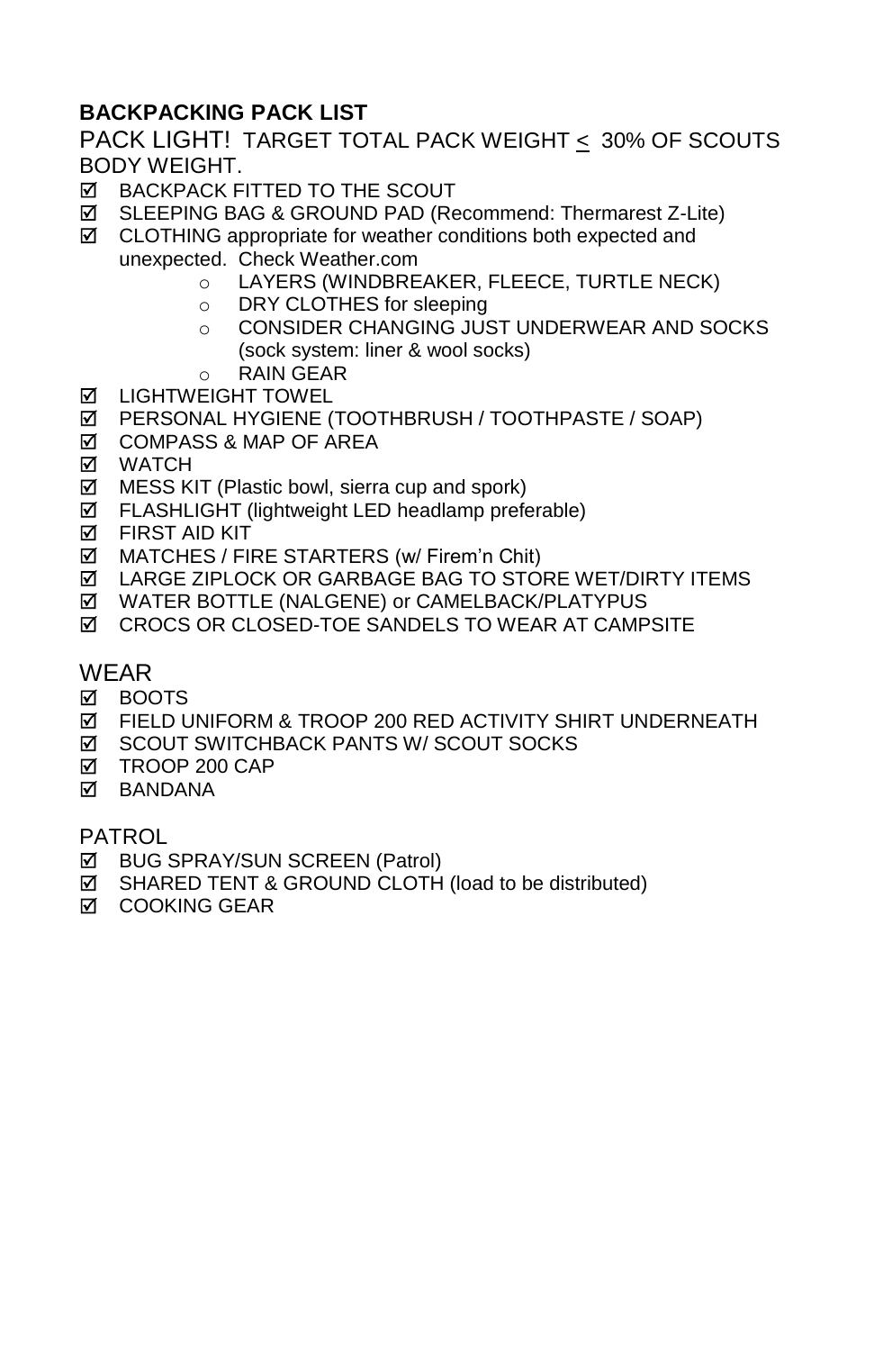**BACKPACKING PACK LIST**

PACK LIGHT! TARGET TOTAL PACK WEIGHT ≤ 30% OF SCOUTS BODY WEIGHT.

- ☑ BACKPACK FITTED TO THE SCOUT
- ☑ SLEEPING BAG & GROUND PAD (Recommend: Thermarest Z-Lite)
- ☑ CLOTHING appropriate for weather conditions both expected and unexpected. Check Weather.com
  - LAYERS (WINDBREAKER, FLEECE, TURTLE NECK)
  - DRY CLOTHES for sleeping
  - CONSIDER CHANGING JUST UNDERWEAR AND SOCKS (sock system: liner & wool socks)
  - RAIN GEAR
- ☑ LIGHTWEIGHT TOWEL
- ☑ PERSONAL HYGIENE (TOOTHBRUSH / TOOTHPASTE / SOAP)
- ☑ COMPASS & MAP OF AREA
- ☑ WATCH
- ☑ MESS KIT (Plastic bowl, sierra cup and spork)
- ☑ FLASHLIGHT (lightweight LED headlamp preferable)
- ☑ FIRST AID KIT
- ☑ MATCHES / FIRE STARTERS (w/ Firem'n Chit)
- ☑ LARGE ZIPLOCK OR GARBAGE BAG TO STORE WET/DIRTY ITEMS
- ☑ WATER BOTTLE (NALGENE) or CAMELBACK/PLATYPUS
- ☑ CROCS OR CLOSED-TOE SANDELS TO WEAR AT CAMPSITE

WEAR

- ☑ BOOTS
- ☑ FIELD UNIFORM & TROOP 200 RED ACTIVITY SHIRT UNDERNEATH
- ☑ SCOUT SWITCHBACK PANTS W/ SCOUT SOCKS
- ☑ TROOP 200 CAP
- ☑ BANDANA

PATROL

- ☑ BUG SPRAY/SUN SCREEN (Patrol)
- ☑ SHARED TENT & GROUND CLOTH (load to be distributed)
- ☑ COOKING GEAR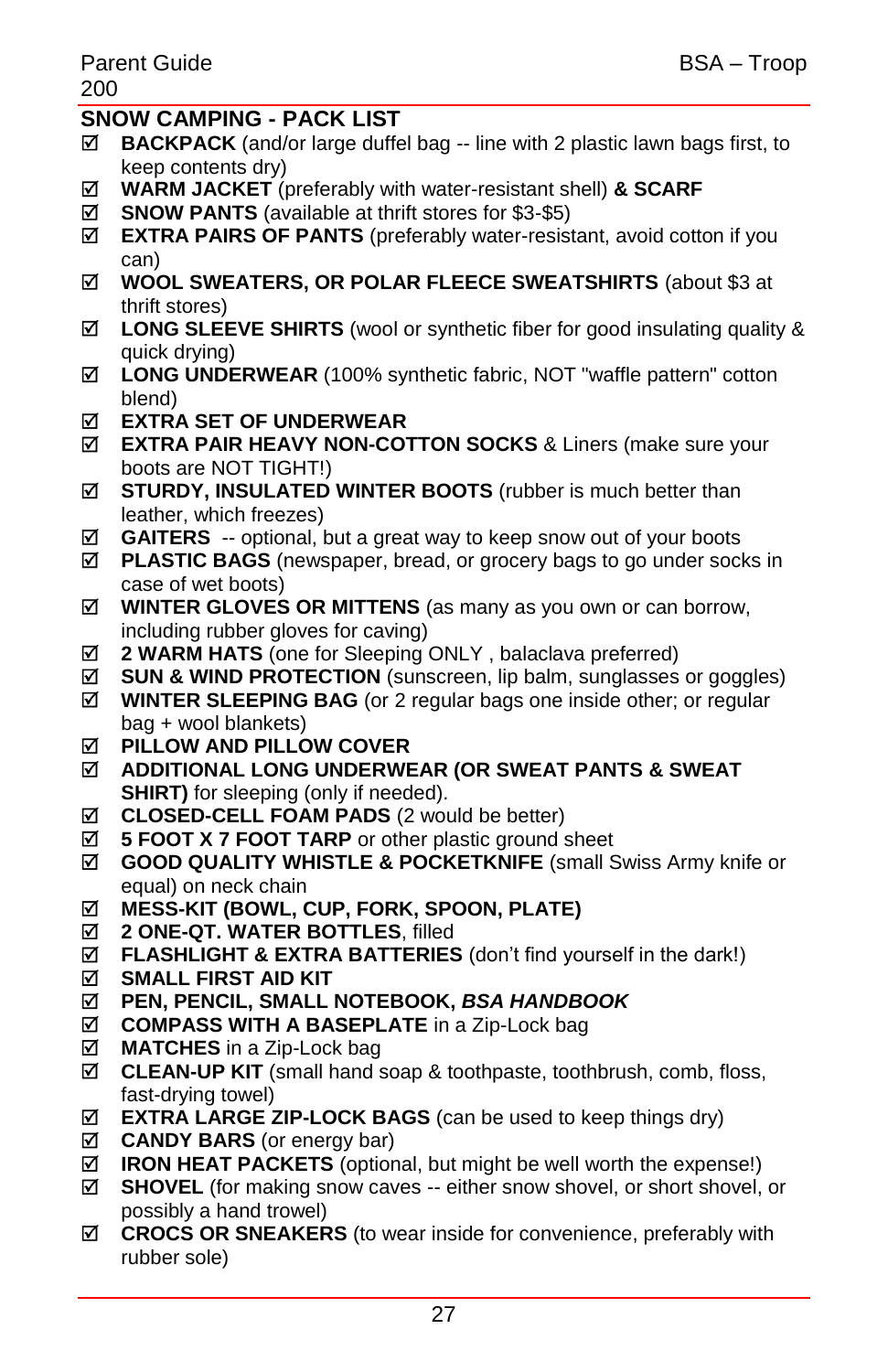## SNOW CAMPING - PACK LIST

- ☑ **BACKPACK** (and/or large duffel bag -- line with 2 plastic lawn bags first, to keep contents dry)
- ☑ **WARM JACKET** (preferably with water-resistant shell) **& SCARF**
- ☑ **SNOW PANTS** (available at thrift stores for $3-$5)
- ☑ **EXTRA PAIRS OF PANTS** (preferably water-resistant, avoid cotton if you can)
- ☑ **WOOL SWEATERS, OR POLAR FLEECE SWEATSHIRTS** (about $3 at thrift stores)
- ☑ **LONG SLEEVE SHIRTS** (wool or synthetic fiber for good insulating quality & quick drying)
- ☑ **LONG UNDERWEAR** (100% synthetic fabric, NOT "waffle pattern" cotton blend)
- ☑ **EXTRA SET OF UNDERWEAR**
- ☑ **EXTRA PAIR HEAVY NON-COTTON SOCKS** & Liners (make sure your boots are NOT TIGHT!)
- ☑ **STURDY, INSULATED WINTER BOOTS** (rubber is much better than leather, which freezes)
- ☑ **GAITERS** -- optional, but a great way to keep snow out of your boots
- ☑ **PLASTIC BAGS** (newspaper, bread, or grocery bags to go under socks in case of wet boots)
- ☑ **WINTER GLOVES OR MITTENS** (as many as you own or can borrow, including rubber gloves for caving)
- ☑ **2 WARM HATS** (one for Sleeping ONLY , balaclava preferred)
- ☑ **SUN & WIND PROTECTION** (sunscreen, lip balm, sunglasses or goggles)
- ☑ **WINTER SLEEPING BAG** (or 2 regular bags one inside other; or regular bag + wool blankets)
- ☑ **PILLOW AND PILLOW COVER**
- ☑ **ADDITIONAL LONG UNDERWEAR (OR SWEAT PANTS & SWEAT SHIRT)** for sleeping (only if needed).
- ☑ **CLOSED-CELL FOAM PADS** (2 would be better)
- ☑ **5 FOOT X 7 FOOT TARP** or other plastic ground sheet
- ☑ **GOOD QUALITY WHISTLE & POCKETKNIFE** (small Swiss Army knife or equal) on neck chain
- ☑ **MESS-KIT (BOWL, CUP, FORK, SPOON, PLATE)**
- ☑ **2 ONE-QT. WATER BOTTLES**, filled
- ☑ **FLASHLIGHT & EXTRA BATTERIES** (don't find yourself in the dark!)
- ☑ **SMALL FIRST AID KIT**
- ☑ **PEN, PENCIL, SMALL NOTEBOOK, *BSA HANDBOOK***
- ☑ **COMPASS WITH A BASEPLATE** in a Zip-Lock bag
- ☑ **MATCHES** in a Zip-Lock bag
- ☑ **CLEAN-UP KIT** (small hand soap & toothpaste, toothbrush, comb, floss, fast-drying towel)
- ☑ **EXTRA LARGE ZIP-LOCK BAGS** (can be used to keep things dry)
- ☑ **CANDY BARS** (or energy bar)
- ☑ **IRON HEAT PACKETS** (optional, but might be well worth the expense!)
- ☑ **SHOVEL** (for making snow caves -- either snow shovel, or short shovel, or possibly a hand trowel)
- ☑ **CROCS OR SNEAKERS** (to wear inside for convenience, preferably with rubber sole)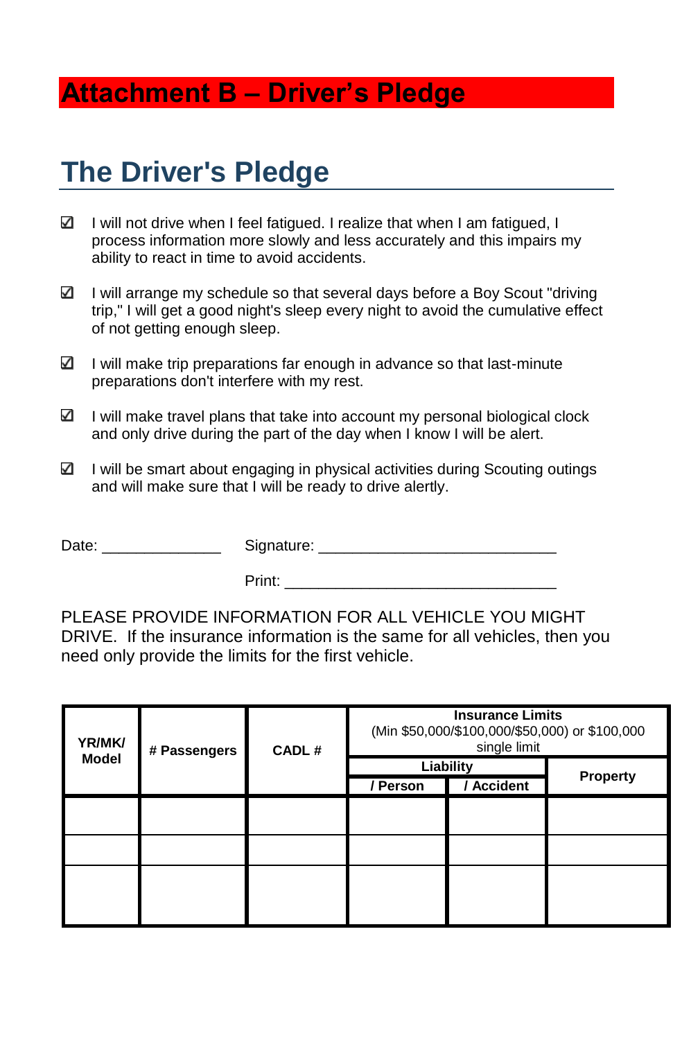# Attachment B – Driver's Pledge

## The Driver's Pledge

- ☑ I will not drive when I feel fatigued. I realize that when I am fatigued, I process information more slowly and less accurately and this impairs my ability to react in time to avoid accidents.
- ☑ I will arrange my schedule so that several days before a Boy Scout "driving trip," I will get a good night's sleep every night to avoid the cumulative effect of not getting enough sleep.
- ☑ I will make trip preparations far enough in advance so that last-minute preparations don't interfere with my rest.
- ☑ I will make travel plans that take into account my personal biological clock and only drive during the part of the day when I know I will be alert.
- ☑ I will be smart about engaging in physical activities during Scouting outings and will make sure that I will be ready to drive alertly.

Date: ______________ Signature: ____________________________

Print: ________________________________

PLEASE PROVIDE INFORMATION FOR ALL VEHICLE YOU MIGHT DRIVE. If the insurance information is the same for all vehicles, then you need only provide the limits for the first vehicle.

| YR/MK/ Model | # Passengers | CADL # | Insurance Limits (Min $50,000/$100,000/$50,000) or $100,000 single limit | | |
|---|---|---|---|---|---|
| | | | Liability | | Property |
| | | | / Person | / Accident | |
| | | | | | |
| | | | | | |
| | | | | | |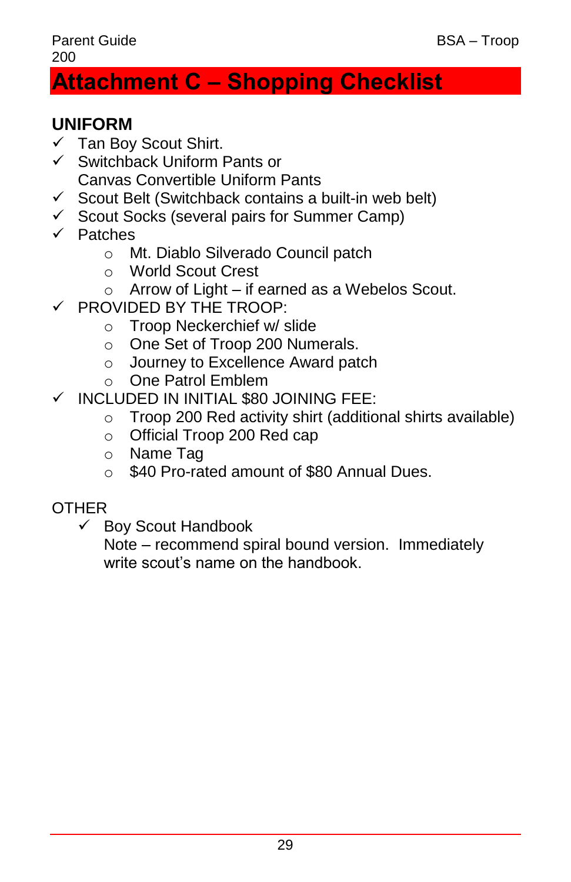# Attachment C – Shopping Checklist

## UNIFORM

- ✓ Tan Boy Scout Shirt.
- ✓ Switchback Uniform Pants or
  Canvas Convertible Uniform Pants
- ✓ Scout Belt (Switchback contains a built-in web belt)
- ✓ Scout Socks (several pairs for Summer Camp)
- ✓ Patches
  - Mt. Diablo Silverado Council patch
  - World Scout Crest
  - Arrow of Light – if earned as a Webelos Scout.
- ✓ PROVIDED BY THE TROOP:
  - Troop Neckerchief w/ slide
  - One Set of Troop 200 Numerals.
  - Journey to Excellence Award patch
  - One Patrol Emblem
- ✓ INCLUDED IN INITIAL $80 JOINING FEE:
  - Troop 200 Red activity shirt (additional shirts available)
  - Official Troop 200 Red cap
  - Name Tag
  - $40 Pro-rated amount of $80 Annual Dues.

OTHER

- ✓ Boy Scout Handbook
  Note – recommend spiral bound version. Immediately write scout's name on the handbook.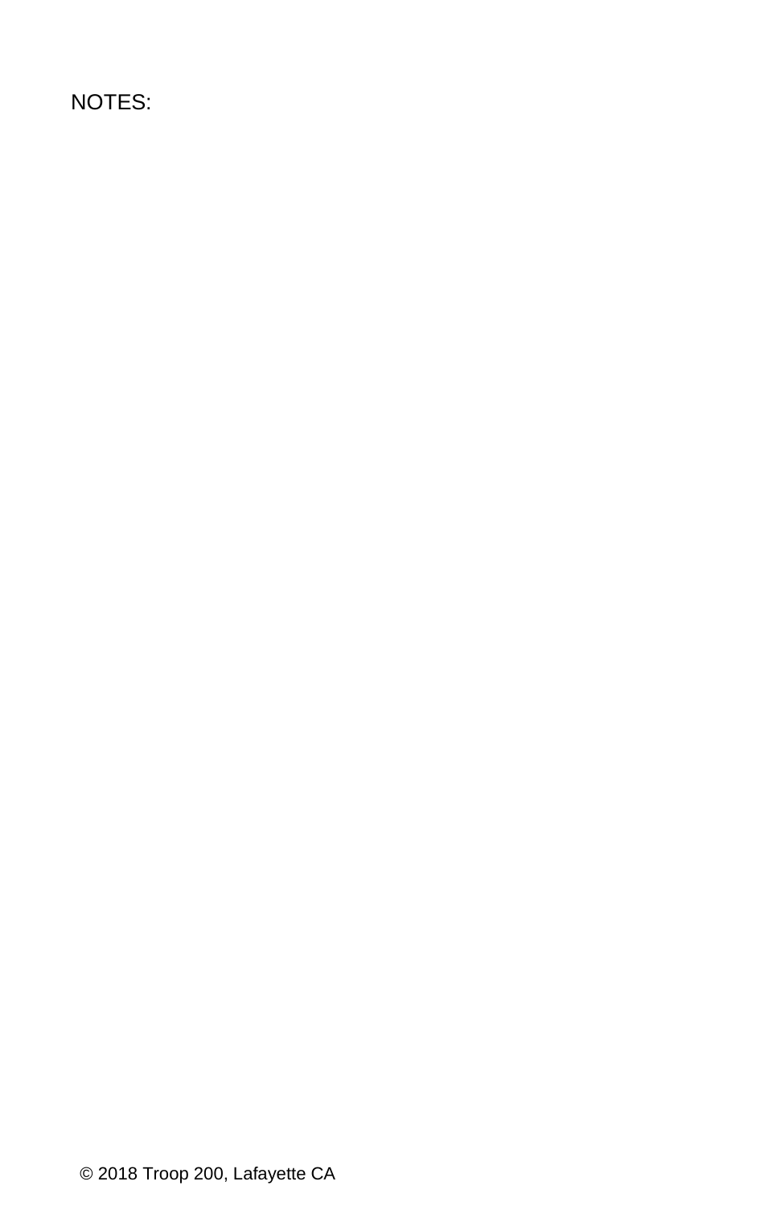NOTES:

© 2018 Troop 200, Lafayette CA